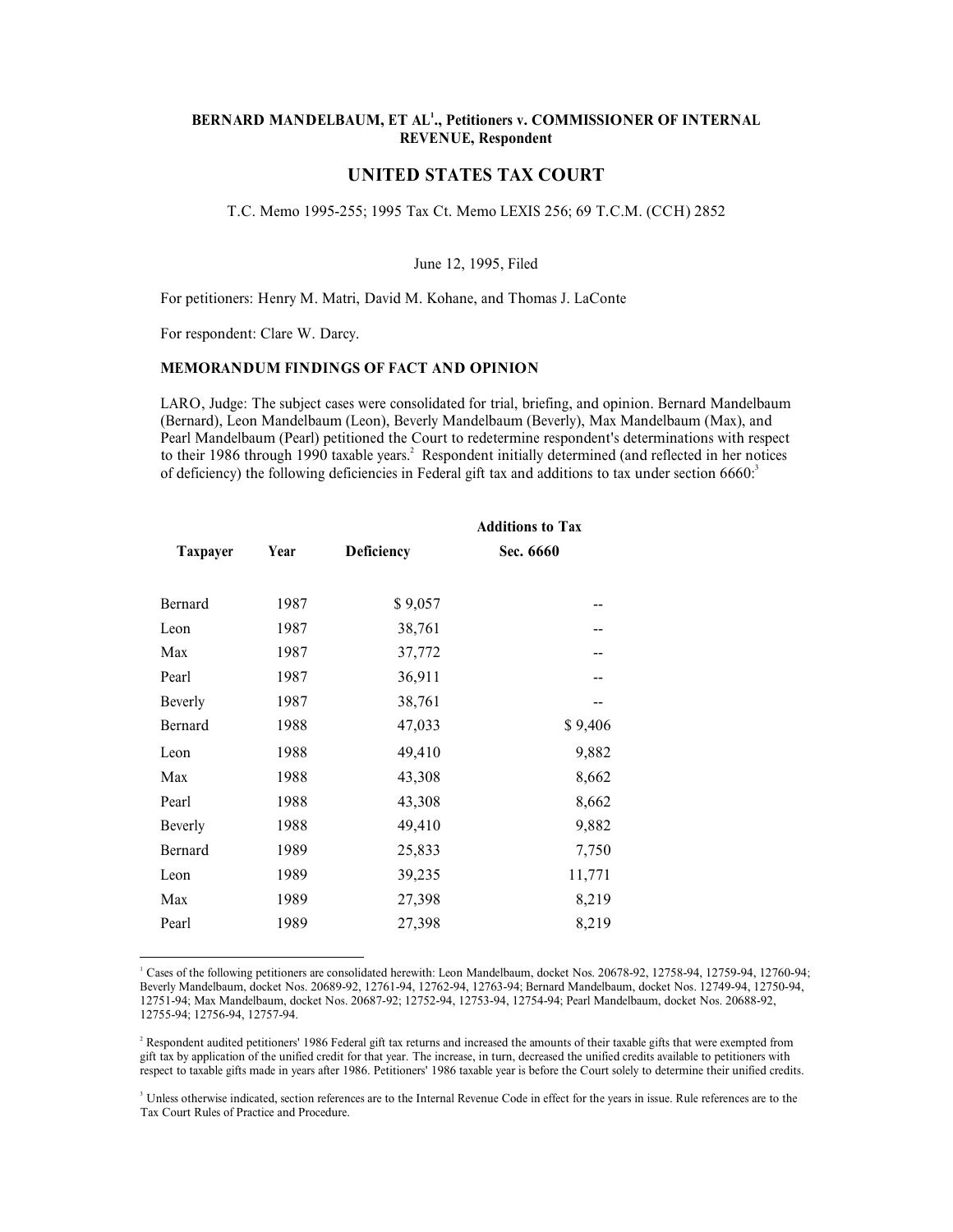**BERNARD MANDELBAUM, ET AL[1]., Petitioners v. COMMISSIONER OF INTERNAL REVENUE, Respondent**

## UNITED STATES TAX COURT

T.C. Memo 1995-255; 1995 Tax Ct. Memo LEXIS 256; 69 T.C.M. (CCH) 2852

June 12, 1995, Filed

For petitioners: Henry M. Matri, David M. Kohane, and Thomas J. LaConte

For respondent: Clare W. Darcy.

**MEMORANDUM FINDINGS OF FACT AND OPINION**

LARO, Judge: The subject cases were consolidated for trial, briefing, and opinion. Bernard Mandelbaum (Bernard), Leon Mandelbaum (Leon), Beverly Mandelbaum (Beverly), Max Mandelbaum (Max), and Pearl Mandelbaum (Pearl) petitioned the Court to redetermine respondent's determinations with respect to their 1986 through 1990 taxable years.[2] Respondent initially determined (and reflected in her notices of deficiency) the following deficiencies in Federal gift tax and additions to tax under section 6660:[3]

| Taxpayer | Year | Deficiency | Additions to Tax Sec. 6660 |
|---|---|---|---|
| Bernard | 1987 | $ 9,057 | -- |
| Leon | 1987 | 38,761 | -- |
| Max | 1987 | 37,772 | -- |
| Pearl | 1987 | 36,911 | -- |
| Beverly | 1987 | 38,761 | -- |
| Bernard | 1988 | 47,033 | $ 9,406 |
| Leon | 1988 | 49,410 | 9,882 |
| Max | 1988 | 43,308 | 8,662 |
| Pearl | 1988 | 43,308 | 8,662 |
| Beverly | 1988 | 49,410 | 9,882 |
| Bernard | 1989 | 25,833 | 7,750 |
| Leon | 1989 | 39,235 | 11,771 |
| Max | 1989 | 27,398 | 8,219 |
| Pearl | 1989 | 27,398 | 8,219 |

[1] Cases of the following petitioners are consolidated herewith: Leon Mandelbaum, docket Nos. 20678-92, 12758-94, 12759-94, 12760-94; Beverly Mandelbaum, docket Nos. 20689-92, 12761-94, 12762-94, 12763-94; Bernard Mandelbaum, docket Nos. 12749-94, 12750-94, 12751-94; Max Mandelbaum, docket Nos. 20687-92; 12752-94, 12753-94, 12754-94; Pearl Mandelbaum, docket Nos. 20688-92, 12755-94; 12756-94, 12757-94.

[2] Respondent audited petitioners' 1986 Federal gift tax returns and increased the amounts of their taxable gifts that were exempted from gift tax by application of the unified credit for that year. The increase, in turn, decreased the unified credits available to petitioners with respect to taxable gifts made in years after 1986. Petitioners' 1986 taxable year is before the Court solely to determine their unified credits.

[3] Unless otherwise indicated, section references are to the Internal Revenue Code in effect for the years in issue. Rule references are to the Tax Court Rules of Practice and Procedure.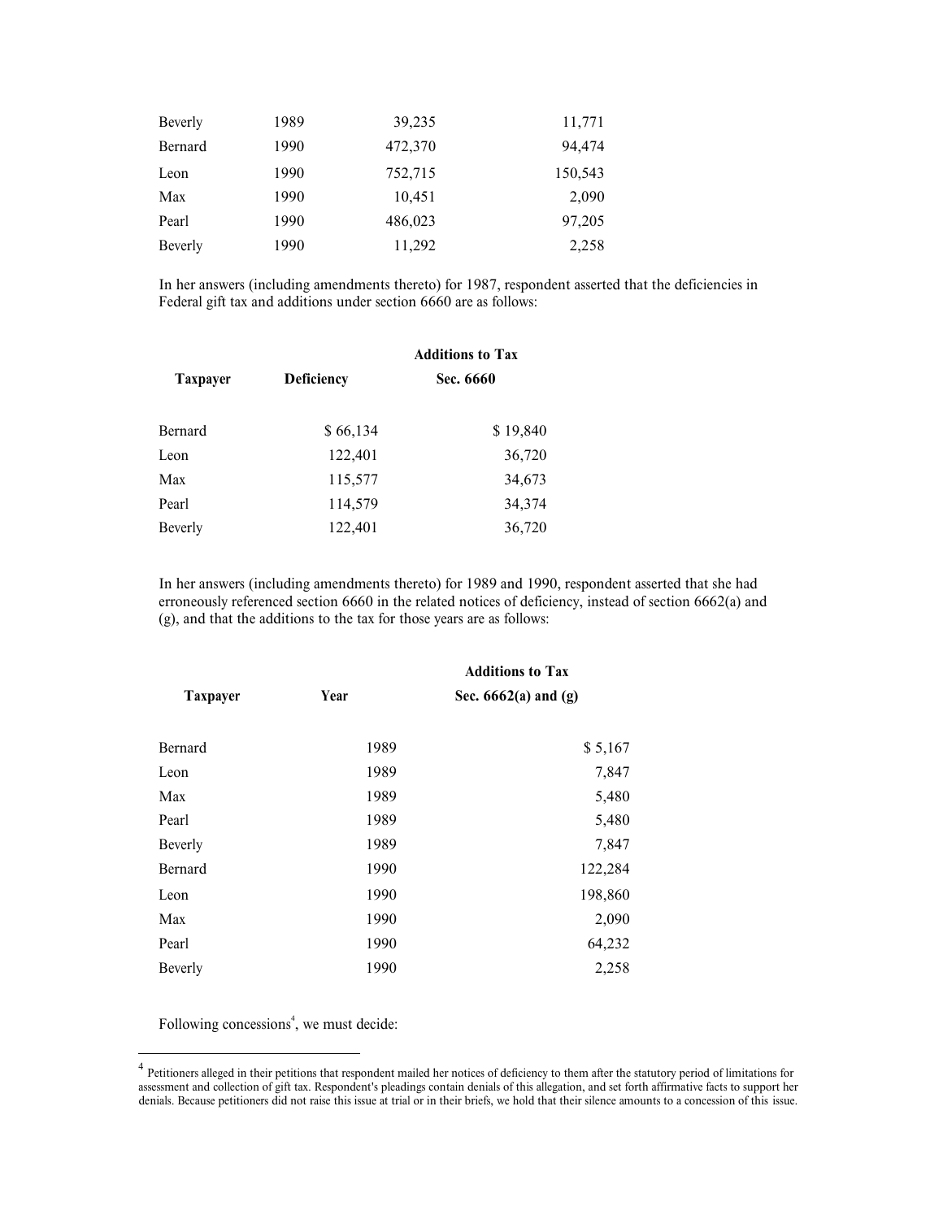| | | | |
|---|---|---|---|
| Beverly | 1989 | 39,235 | 11,771 |
| Bernard | 1990 | 472,370 | 94,474 |
| Leon | 1990 | 752,715 | 150,543 |
| Max | 1990 | 10,451 | 2,090 |
| Pearl | 1990 | 486,023 | 97,205 |
| Beverly | 1990 | 11,292 | 2,258 |

In her answers (including amendments thereto) for 1987, respondent asserted that the deficiencies in Federal gift tax and additions under section 6660 are as follows:

| Taxpayer | Deficiency | Additions to Tax Sec. 6660 |
|---|---|---|
| Bernard | $ 66,134 | $ 19,840 |
| Leon | 122,401 | 36,720 |
| Max | 115,577 | 34,673 |
| Pearl | 114,579 | 34,374 |
| Beverly | 122,401 | 36,720 |

In her answers (including amendments thereto) for 1989 and 1990, respondent asserted that she had erroneously referenced section 6660 in the related notices of deficiency, instead of section 6662(a) and (g), and that the additions to the tax for those years are as follows:

| Taxpayer | Year | Additions to Tax Sec. 6662(a) and (g) |
|---|---|---|
| Bernard | 1989 | $ 5,167 |
| Leon | 1989 | 7,847 |
| Max | 1989 | 5,480 |
| Pearl | 1989 | 5,480 |
| Beverly | 1989 | 7,847 |
| Bernard | 1990 | 122,284 |
| Leon | 1990 | 198,860 |
| Max | 1990 | 2,090 |
| Pearl | 1990 | 64,232 |
| Beverly | 1990 | 2,258 |

Following concessions[4], we must decide:

[4] Petitioners alleged in their petitions that respondent mailed her notices of deficiency to them after the statutory period of limitations for assessment and collection of gift tax. Respondent's pleadings contain denials of this allegation, and set forth affirmative facts to support her denials. Because petitioners did not raise this issue at trial or in their briefs, we hold that their silence amounts to a concession of this issue.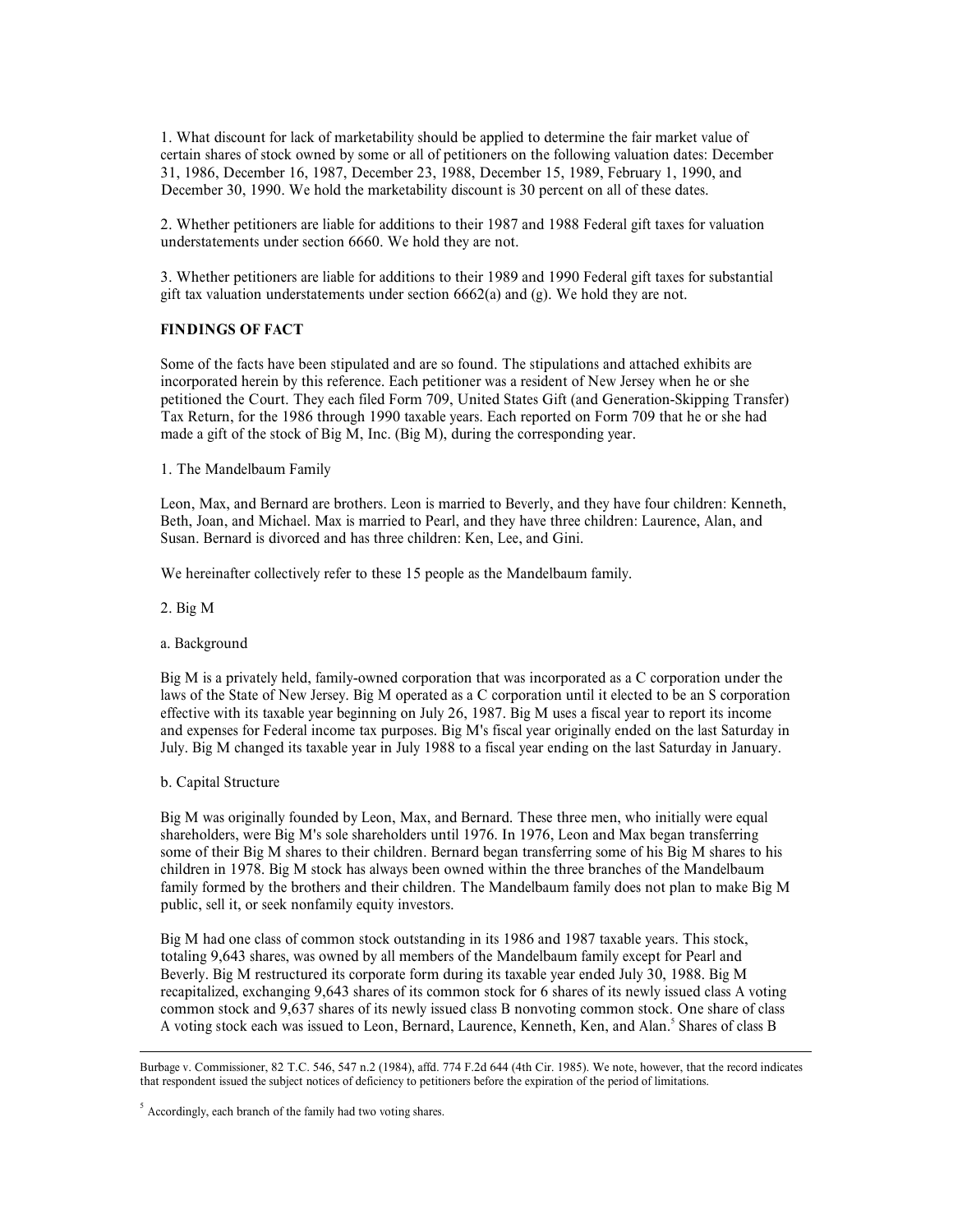1. What discount for lack of marketability should be applied to determine the fair market value of certain shares of stock owned by some or all of petitioners on the following valuation dates: December 31, 1986, December 16, 1987, December 23, 1988, December 15, 1989, February 1, 1990, and December 30, 1990. We hold the marketability discount is 30 percent on all of these dates.

2. Whether petitioners are liable for additions to their 1987 and 1988 Federal gift taxes for valuation understatements under section 6660. We hold they are not.

3. Whether petitioners are liable for additions to their 1989 and 1990 Federal gift taxes for substantial gift tax valuation understatements under section 6662(a) and (g). We hold they are not.

**FINDINGS OF FACT**

Some of the facts have been stipulated and are so found. The stipulations and attached exhibits are incorporated herein by this reference. Each petitioner was a resident of New Jersey when he or she petitioned the Court. They each filed Form 709, United States Gift (and Generation-Skipping Transfer) Tax Return, for the 1986 through 1990 taxable years. Each reported on Form 709 that he or she had made a gift of the stock of Big M, Inc. (Big M), during the corresponding year.

1. The Mandelbaum Family

Leon, Max, and Bernard are brothers. Leon is married to Beverly, and they have four children: Kenneth, Beth, Joan, and Michael. Max is married to Pearl, and they have three children: Laurence, Alan, and Susan. Bernard is divorced and has three children: Ken, Lee, and Gini.

We hereinafter collectively refer to these 15 people as the Mandelbaum family.

2. Big M

a. Background

Big M is a privately held, family-owned corporation that was incorporated as a C corporation under the laws of the State of New Jersey. Big M operated as a C corporation until it elected to be an S corporation effective with its taxable year beginning on July 26, 1987. Big M uses a fiscal year to report its income and expenses for Federal income tax purposes. Big M's fiscal year originally ended on the last Saturday in July. Big M changed its taxable year in July 1988 to a fiscal year ending on the last Saturday in January.

b. Capital Structure

Big M was originally founded by Leon, Max, and Bernard. These three men, who initially were equal shareholders, were Big M's sole shareholders until 1976. In 1976, Leon and Max began transferring some of their Big M shares to their children. Bernard began transferring some of his Big M shares to his children in 1978. Big M stock has always been owned within the three branches of the Mandelbaum family formed by the brothers and their children. The Mandelbaum family does not plan to make Big M public, sell it, or seek nonfamily equity investors.

Big M had one class of common stock outstanding in its 1986 and 1987 taxable years. This stock, totaling 9,643 shares, was owned by all members of the Mandelbaum family except for Pearl and Beverly. Big M restructured its corporate form during its taxable year ended July 30, 1988. Big M recapitalized, exchanging 9,643 shares of its common stock for 6 shares of its newly issued class A voting common stock and 9,637 shares of its newly issued class B nonvoting common stock. One share of class A voting stock each was issued to Leon, Bernard, Laurence, Kenneth, Ken, and Alan.[5] Shares of class B

---

Burbage v. Commissioner, 82 T.C. 546, 547 n.2 (1984), affd. 774 F.2d 644 (4th Cir. 1985). We note, however, that the record indicates that respondent issued the subject notices of deficiency to petitioners before the expiration of the period of limitations.

[5] Accordingly, each branch of the family had two voting shares.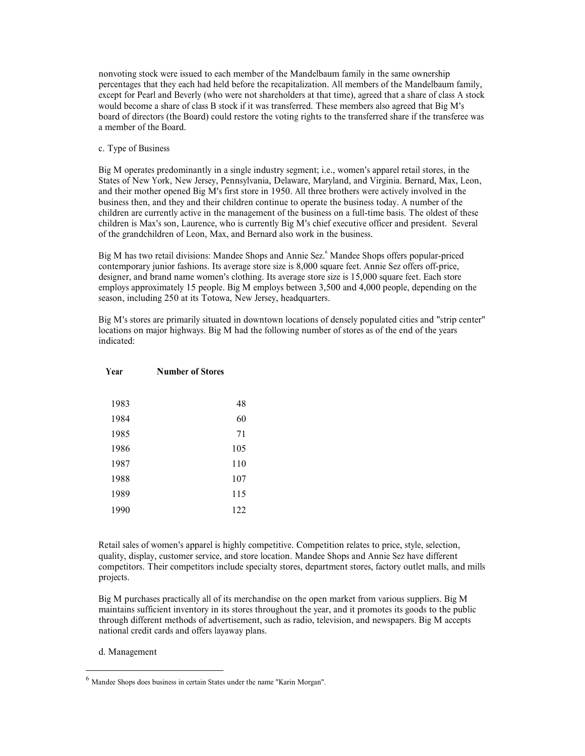nonvoting stock were issued to each member of the Mandelbaum family in the same ownership percentages that they each had held before the recapitalization. All members of the Mandelbaum family, except for Pearl and Beverly (who were not shareholders at that time), agreed that a share of class A stock would become a share of class B stock if it was transferred. These members also agreed that Big M's board of directors (the Board) could restore the voting rights to the transferred share if the transferee was a member of the Board.

c. Type of Business

Big M operates predominantly in a single industry segment; i.e., women's apparel retail stores, in the States of New York, New Jersey, Pennsylvania, Delaware, Maryland, and Virginia. Bernard, Max, Leon, and their mother opened Big M's first store in 1950. All three brothers were actively involved in the business then, and they and their children continue to operate the business today. A number of the children are currently active in the management of the business on a full-time basis. The oldest of these children is Max's son, Laurence, who is currently Big M's chief executive officer and president. Several of the grandchildren of Leon, Max, and Bernard also work in the business.

Big M has two retail divisions: Mandee Shops and Annie Sez.[6] Mandee Shops offers popular-priced contemporary junior fashions. Its average store size is 8,000 square feet. Annie Sez offers off-price, designer, and brand name women's clothing. Its average store size is 15,000 square feet. Each store employs approximately 15 people. Big M employs between 3,500 and 4,000 people, depending on the season, including 250 at its Totowa, New Jersey, headquarters.

Big M's stores are primarily situated in downtown locations of densely populated cities and "strip center" locations on major highways. Big M had the following number of stores as of the end of the years indicated:

| Year | Number of Stores |
|---|---|
| 1983 | 48 |
| 1984 | 60 |
| 1985 | 71 |
| 1986 | 105 |
| 1987 | 110 |
| 1988 | 107 |
| 1989 | 115 |
| 1990 | 122 |

Retail sales of women's apparel is highly competitive. Competition relates to price, style, selection, quality, display, customer service, and store location. Mandee Shops and Annie Sez have different competitors. Their competitors include specialty stores, department stores, factory outlet malls, and mills projects.

Big M purchases practically all of its merchandise on the open market from various suppliers. Big M maintains sufficient inventory in its stores throughout the year, and it promotes its goods to the public through different methods of advertisement, such as radio, television, and newspapers. Big M accepts national credit cards and offers layaway plans.

d. Management

[6] Mandee Shops does business in certain States under the name "Karin Morgan".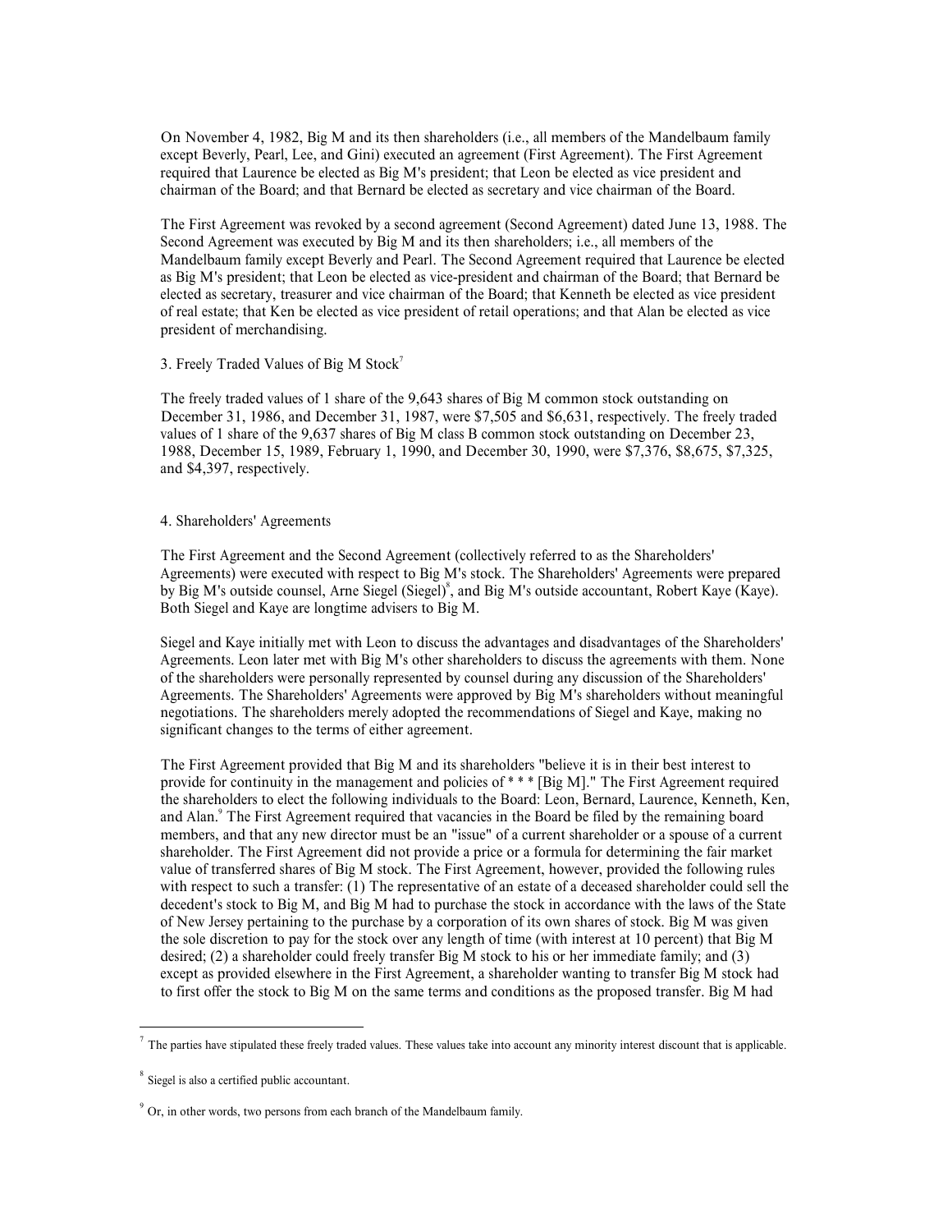On November 4, 1982, Big M and its then shareholders (i.e., all members of the Mandelbaum family except Beverly, Pearl, Lee, and Gini) executed an agreement (First Agreement). The First Agreement required that Laurence be elected as Big M's president; that Leon be elected as vice president and chairman of the Board; and that Bernard be elected as secretary and vice chairman of the Board.

The First Agreement was revoked by a second agreement (Second Agreement) dated June 13, 1988. The Second Agreement was executed by Big M and its then shareholders; i.e., all members of the Mandelbaum family except Beverly and Pearl. The Second Agreement required that Laurence be elected as Big M's president; that Leon be elected as vice-president and chairman of the Board; that Bernard be elected as secretary, treasurer and vice chairman of the Board; that Kenneth be elected as vice president of real estate; that Ken be elected as vice president of retail operations; and that Alan be elected as vice president of merchandising.

3. Freely Traded Values of Big M Stock[7]

The freely traded values of 1 share of the 9,643 shares of Big M common stock outstanding on December 31, 1986, and December 31, 1987, were $7,505 and $6,631, respectively. The freely traded values of 1 share of the 9,637 shares of Big M class B common stock outstanding on December 23, 1988, December 15, 1989, February 1, 1990, and December 30, 1990, were $7,376, $8,675, $7,325, and $4,397, respectively.

4. Shareholders' Agreements

The First Agreement and the Second Agreement (collectively referred to as the Shareholders' Agreements) were executed with respect to Big M's stock. The Shareholders' Agreements were prepared by Big M's outside counsel, Arne Siegel (Siegel)[8], and Big M's outside accountant, Robert Kaye (Kaye). Both Siegel and Kaye are longtime advisers to Big M.

Siegel and Kaye initially met with Leon to discuss the advantages and disadvantages of the Shareholders' Agreements. Leon later met with Big M's other shareholders to discuss the agreements with them. None of the shareholders were personally represented by counsel during any discussion of the Shareholders' Agreements. The Shareholders' Agreements were approved by Big M's shareholders without meaningful negotiations. The shareholders merely adopted the recommendations of Siegel and Kaye, making no significant changes to the terms of either agreement.

The First Agreement provided that Big M and its shareholders "believe it is in their best interest to provide for continuity in the management and policies of * * * [Big M]." The First Agreement required the shareholders to elect the following individuals to the Board: Leon, Bernard, Laurence, Kenneth, Ken, and Alan.[9] The First Agreement required that vacancies in the Board be filed by the remaining board members, and that any new director must be an "issue" of a current shareholder or a spouse of a current shareholder. The First Agreement did not provide a price or a formula for determining the fair market value of transferred shares of Big M stock. The First Agreement, however, provided the following rules with respect to such a transfer: (1) The representative of an estate of a deceased shareholder could sell the decedent's stock to Big M, and Big M had to purchase the stock in accordance with the laws of the State of New Jersey pertaining to the purchase by a corporation of its own shares of stock. Big M was given the sole discretion to pay for the stock over any length of time (with interest at 10 percent) that Big M desired; (2) a shareholder could freely transfer Big M stock to his or her immediate family; and (3) except as provided elsewhere in the First Agreement, a shareholder wanting to transfer Big M stock had to first offer the stock to Big M on the same terms and conditions as the proposed transfer. Big M had

[7] The parties have stipulated these freely traded values. These values take into account any minority interest discount that is applicable.

[8] Siegel is also a certified public accountant.

[9] Or, in other words, two persons from each branch of the Mandelbaum family.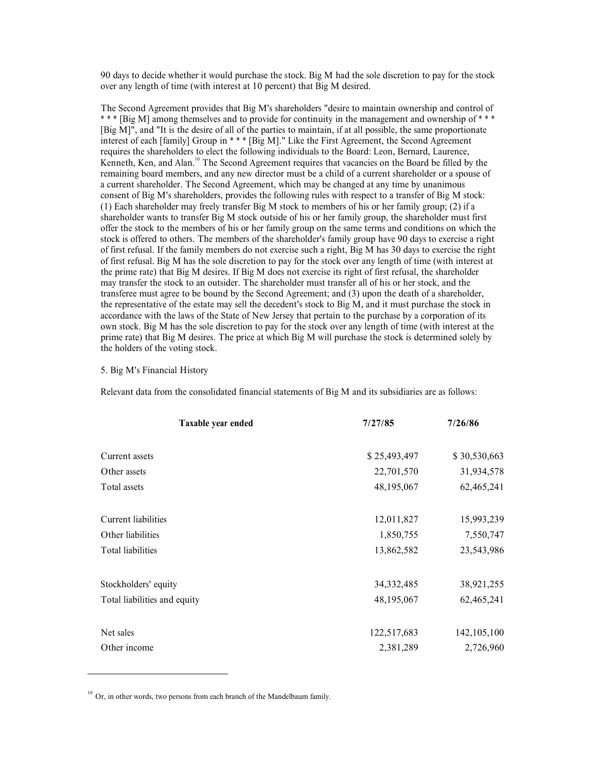90 days to decide whether it would purchase the stock. Big M had the sole discretion to pay for the stock over any length of time (with interest at 10 percent) that Big M desired.

The Second Agreement provides that Big M's shareholders "desire to maintain ownership and control of * * * [Big M] among themselves and to provide for continuity in the management and ownership of * * * [Big M]", and "It is the desire of all of the parties to maintain, if at all possible, the same proportionate interest of each [family] Group in * * * [Big M]." Like the First Agreement, the Second Agreement requires the shareholders to elect the following individuals to the Board: Leon, Bernard, Laurence, Kenneth, Ken, and Alan.[10] The Second Agreement requires that vacancies on the Board be filled by the remaining board members, and any new director must be a child of a current shareholder or a spouse of a current shareholder. The Second Agreement, which may be changed at any time by unanimous consent of Big M's shareholders, provides the following rules with respect to a transfer of Big M stock: (1) Each shareholder may freely transfer Big M stock to members of his or her family group; (2) if a shareholder wants to transfer Big M stock outside of his or her family group, the shareholder must first offer the stock to the members of his or her family group on the same terms and conditions on which the stock is offered to others. The members of the shareholder's family group have 90 days to exercise a right of first refusal. If the family members do not exercise such a right, Big M has 30 days to exercise the right of first refusal. Big M has the sole discretion to pay for the stock over any length of time (with interest at the prime rate) that Big M desires. If Big M does not exercise its right of first refusal, the shareholder may transfer the stock to an outsider. The shareholder must transfer all of his or her stock, and the transferee must agree to be bound by the Second Agreement; and (3) upon the death of a shareholder, the representative of the estate may sell the decedent's stock to Big M, and it must purchase the stock in accordance with the laws of the State of New Jersey that pertain to the purchase by a corporation of its own stock. Big M has the sole discretion to pay for the stock over any length of time (with interest at the prime rate) that Big M desires. The price at which Big M will purchase the stock is determined solely by the holders of the voting stock.

5. Big M's Financial History

Relevant data from the consolidated financial statements of Big M and its subsidiaries are as follows:

| **Taxable year ended** | **7/27/85** | **7/26/86** |
|---|---|---|
| Current assets | $ 25,493,497 | $ 30,530,663 |
| Other assets | 22,701,570 | 31,934,578 |
| Total assets | 48,195,067 | 62,465,241 |
| | | |
| Current liabilities | 12,011,827 | 15,993,239 |
| Other liabilities | 1,850,755 | 7,550,747 |
| Total liabilities | 13,862,582 | 23,543,986 |
| | | |
| Stockholders' equity | 34,332,485 | 38,921,255 |
| Total liabilities and equity | 48,195,067 | 62,465,241 |
| | | |
| Net sales | 122,517,683 | 142,105,100 |
| Other income | 2,381,289 | 2,726,960 |

[10] Or, in other words, two persons from each branch of the Mandelbaum family.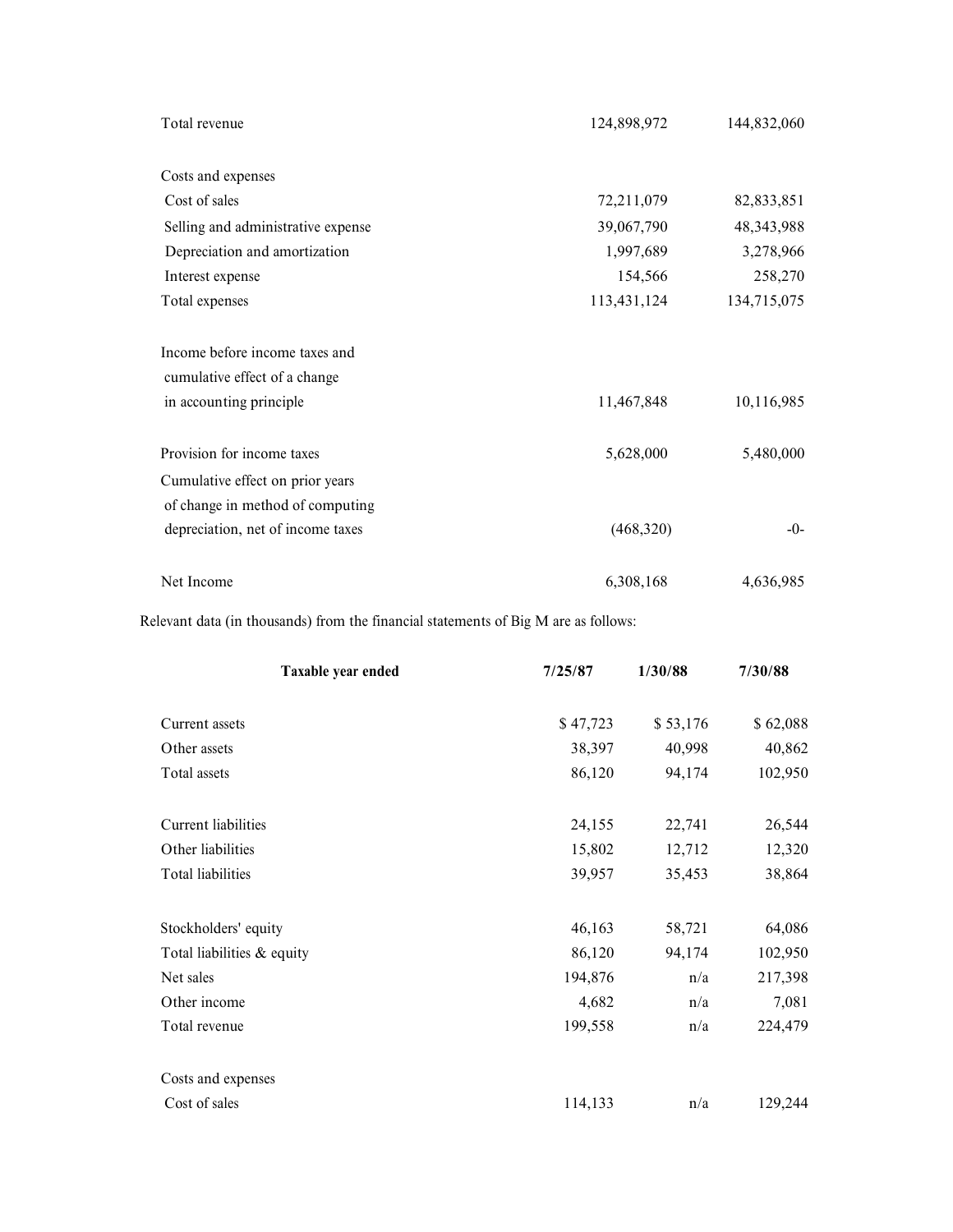| | | |
|---|---|---|
| Total revenue | 124,898,972 | 144,832,060 |
| | | |
| Costs and expenses | | |
| Cost of sales | 72,211,079 | 82,833,851 |
| Selling and administrative expense | 39,067,790 | 48,343,988 |
| Depreciation and amortization | 1,997,689 | 3,278,966 |
| Interest expense | 154,566 | 258,270 |
| Total expenses | 113,431,124 | 134,715,075 |
| | | |
| Income before income taxes and cumulative effect of a change in accounting principle | 11,467,848 | 10,116,985 |
| | | |
| Provision for income taxes | 5,628,000 | 5,480,000 |
| Cumulative effect on prior years of change in method of computing depreciation, net of income taxes | (468,320) | -0- |
| | | |
| Net Income | 6,308,168 | 4,636,985 |

Relevant data (in thousands) from the financial statements of Big M are as follows:

| Taxable year ended | 7/25/87 | 1/30/88 | 7/30/88 |
|---|---|---|---|
| Current assets | $ 47,723 | $ 53,176 | $ 62,088 |
| Other assets | 38,397 | 40,998 | 40,862 |
| Total assets | 86,120 | 94,174 | 102,950 |
| | | | |
| Current liabilities | 24,155 | 22,741 | 26,544 |
| Other liabilities | 15,802 | 12,712 | 12,320 |
| Total liabilities | 39,957 | 35,453 | 38,864 |
| | | | |
| Stockholders' equity | 46,163 | 58,721 | 64,086 |
| Total liabilities & equity | 86,120 | 94,174 | 102,950 |
| Net sales | 194,876 | n/a | 217,398 |
| Other income | 4,682 | n/a | 7,081 |
| Total revenue | 199,558 | n/a | 224,479 |
| | | | |
| Costs and expenses | | | |
| Cost of sales | 114,133 | n/a | 129,244 |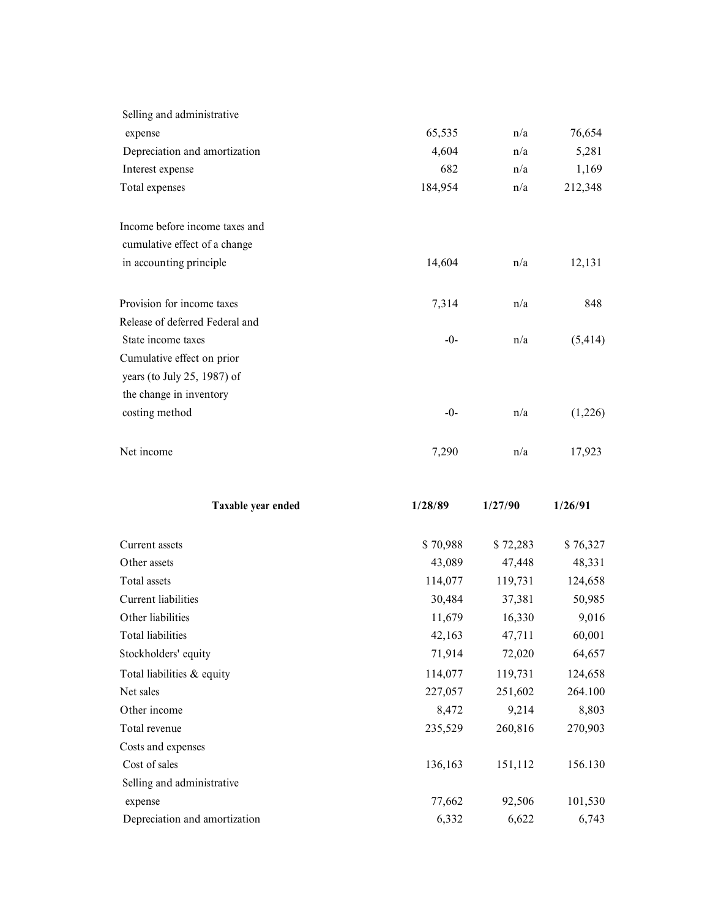| | | | |
|---|---|---|---|
| Selling and administrative expense | 65,535 | n/a | 76,654 |
| Depreciation and amortization | 4,604 | n/a | 5,281 |
| Interest expense | 682 | n/a | 1,169 |
| Total expenses | 184,954 | n/a | 212,348 |
| | | | |
| Income before income taxes and cumulative effect of a change in accounting principle | 14,604 | n/a | 12,131 |
| | | | |
| Provision for income taxes | 7,314 | n/a | 848 |
| Release of deferred Federal and State income taxes | -0- | n/a | (5,414) |
| Cumulative effect on prior years (to July 25, 1987) of the change in inventory costing method | -0- | n/a | (1,226) |
| | | | |
| Net income | 7,290 | n/a | 17,923 |

| **Taxable year ended** | **1/28/89** | **1/27/90** | **1/26/91** |
|---|---|---|---|
| Current assets | $ 70,988 | $ 72,283 | $ 76,327 |
| Other assets | 43,089 | 47,448 | 48,331 |
| Total assets | 114,077 | 119,731 | 124,658 |
| Current liabilities | 30,484 | 37,381 | 50,985 |
| Other liabilities | 11,679 | 16,330 | 9,016 |
| Total liabilities | 42,163 | 47,711 | 60,001 |
| Stockholders' equity | 71,914 | 72,020 | 64,657 |
| Total liabilities & equity | 114,077 | 119,731 | 124,658 |
| Net sales | 227,057 | 251,602 | 264.100 |
| Other income | 8,472 | 9,214 | 8,803 |
| Total revenue | 235,529 | 260,816 | 270,903 |
| Costs and expenses | | | |
| Cost of sales | 136,163 | 151,112 | 156.130 |
| Selling and administrative expense | 77,662 | 92,506 | 101,530 |
| Depreciation and amortization | 6,332 | 6,622 | 6,743 |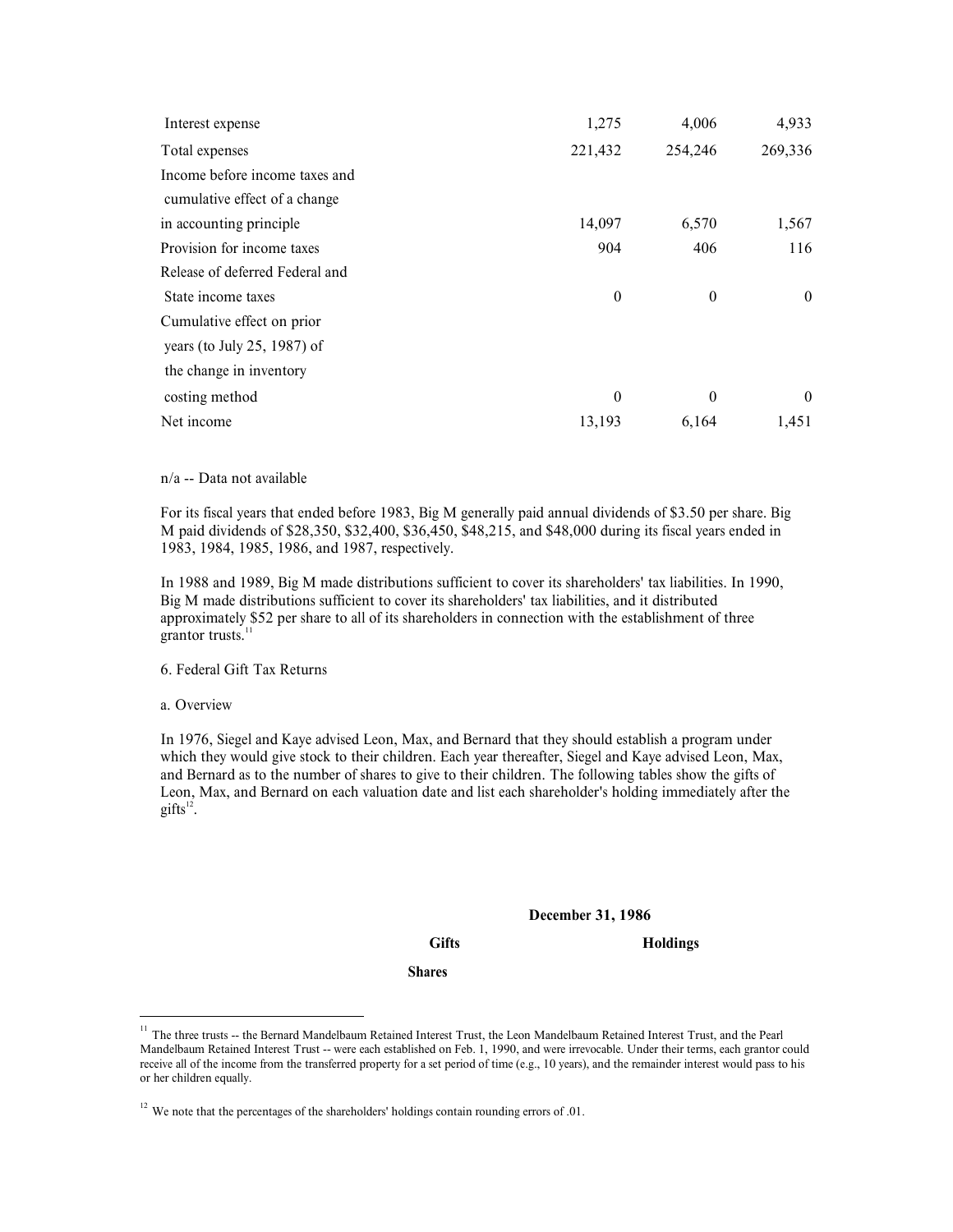| | | | |
|---|---|---|---|
| Interest expense | 1,275 | 4,006 | 4,933 |
| Total expenses | 221,432 | 254,246 | 269,336 |
| Income before income taxes and cumulative effect of a change in accounting principle | 14,097 | 6,570 | 1,567 |
| Provision for income taxes | 904 | 406 | 116 |
| Release of deferred Federal and State income taxes | 0 | 0 | 0 |
| Cumulative effect on prior years (to July 25, 1987) of the change in inventory costing method | 0 | 0 | 0 |
| Net income | 13,193 | 6,164 | 1,451 |

n/a -- Data not available

For its fiscal years that ended before 1983, Big M generally paid annual dividends of $3.50 per share. Big M paid dividends of $28,350, $32,400, $36,450, $48,215, and $48,000 during its fiscal years ended in 1983, 1984, 1985, 1986, and 1987, respectively.

In 1988 and 1989, Big M made distributions sufficient to cover its shareholders' tax liabilities. In 1990, Big M made distributions sufficient to cover its shareholders' tax liabilities, and it distributed approximately $52 per share to all of its shareholders in connection with the establishment of three grantor trusts.[11]

6. Federal Gift Tax Returns

a. Overview

In 1976, Siegel and Kaye advised Leon, Max, and Bernard that they should establish a program under which they would give stock to their children. Each year thereafter, Siegel and Kaye advised Leon, Max, and Bernard as to the number of shares to give to their children. The following tables show the gifts of Leon, Max, and Bernard on each valuation date and list each shareholder's holding immediately after the gifts[12].

**December 31, 1986**

| | Gifts | Holdings |
|---|---|---|
| | Shares | |

[11] The three trusts -- the Bernard Mandelbaum Retained Interest Trust, the Leon Mandelbaum Retained Interest Trust, and the Pearl Mandelbaum Retained Interest Trust -- were each established on Feb. 1, 1990, and were irrevocable. Under their terms, each grantor could receive all of the income from the transferred property for a set period of time (e.g., 10 years), and the remainder interest would pass to his or her children equally.

[12] We note that the percentages of the shareholders' holdings contain rounding errors of .01.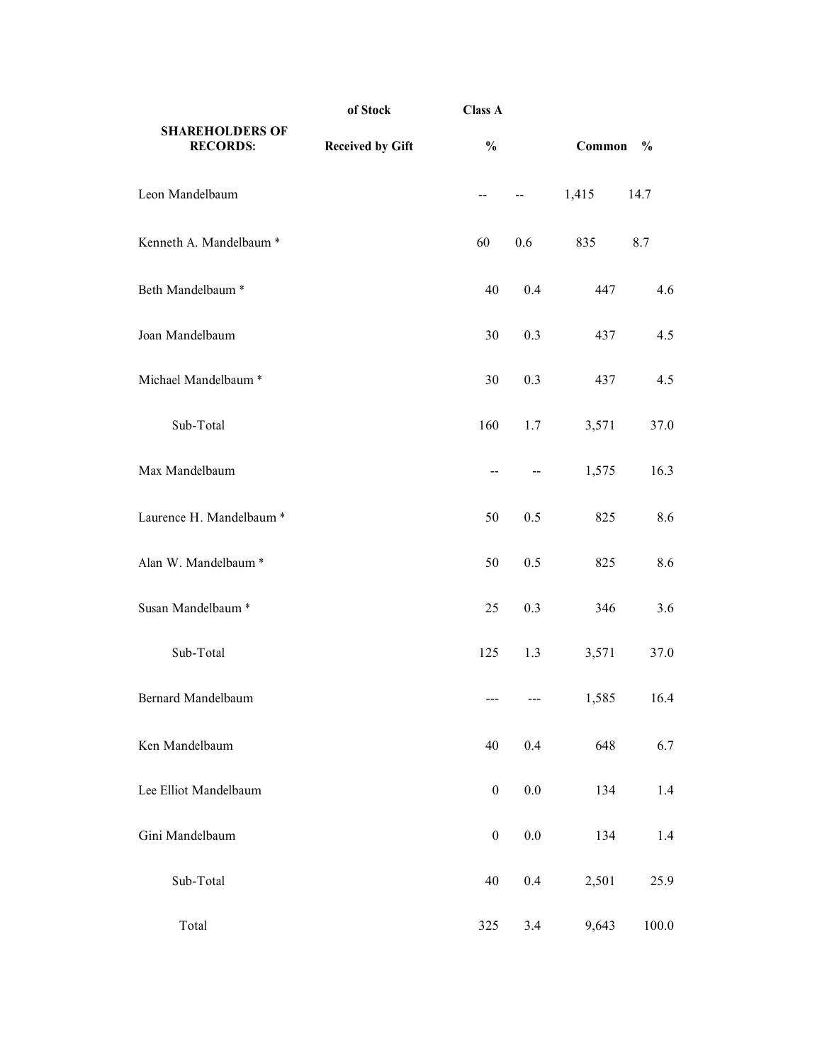| SHAREHOLDERS OF RECORDS: | of Stock Received by Gift | Class A % | | Common | % |
|---|---|---|---|---|---|
| Leon Mandelbaum | | -- | -- | 1,415 | 14.7 |
| Kenneth A. Mandelbaum * | | 60 | 0.6 | 835 | 8.7 |
| Beth Mandelbaum * | | 40 | 0.4 | 447 | 4.6 |
| Joan Mandelbaum | | 30 | 0.3 | 437 | 4.5 |
| Michael Mandelbaum * | | 30 | 0.3 | 437 | 4.5 |
| Sub-Total | | 160 | 1.7 | 3,571 | 37.0 |
| Max Mandelbaum | | -- | -- | 1,575 | 16.3 |
| Laurence H. Mandelbaum * | | 50 | 0.5 | 825 | 8.6 |
| Alan W. Mandelbaum * | | 50 | 0.5 | 825 | 8.6 |
| Susan Mandelbaum * | | 25 | 0.3 | 346 | 3.6 |
| Sub-Total | | 125 | 1.3 | 3,571 | 37.0 |
| Bernard Mandelbaum | | --- | --- | 1,585 | 16.4 |
| Ken Mandelbaum | | 40 | 0.4 | 648 | 6.7 |
| Lee Elliot Mandelbaum | | 0 | 0.0 | 134 | 1.4 |
| Gini Mandelbaum | | 0 | 0.0 | 134 | 1.4 |
| Sub-Total | | 40 | 0.4 | 2,501 | 25.9 |
| Total | | 325 | 3.4 | 9,643 | 100.0 |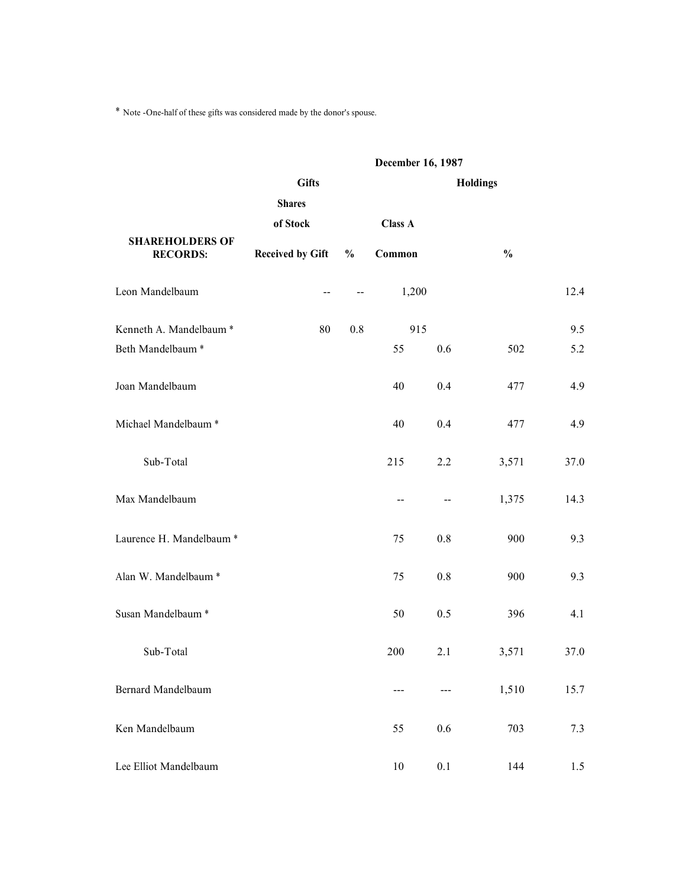* Note -One-half of these gifts was considered made by the donor's spouse.

| | December 16, 1987 | | | | | |
|---|---|---|---|---|---|---|
| | Gifts | | | | Holdings | |
| SHAREHOLDERS OF RECORDS: | Shares of Stock Received by Gift | % | Class A Common | | % | |
| Leon Mandelbaum | -- | -- | 1,200 | | | 12.4 |
| Kenneth A. Mandelbaum * | 80 | 0.8 | 915 | | | 9.5 |
| Beth Mandelbaum * | | | 55 | 0.6 | 502 | 5.2 |
| Joan Mandelbaum | | | 40 | 0.4 | 477 | 4.9 |
| Michael Mandelbaum * | | | 40 | 0.4 | 477 | 4.9 |
| Sub-Total | | | 215 | 2.2 | 3,571 | 37.0 |
| Max Mandelbaum | | | -- | -- | 1,375 | 14.3 |
| Laurence H. Mandelbaum * | | | 75 | 0.8 | 900 | 9.3 |
| Alan W. Mandelbaum * | | | 75 | 0.8 | 900 | 9.3 |
| Susan Mandelbaum * | | | 50 | 0.5 | 396 | 4.1 |
| Sub-Total | | | 200 | 2.1 | 3,571 | 37.0 |
| Bernard Mandelbaum | | | --- | --- | 1,510 | 15.7 |
| Ken Mandelbaum | | | 55 | 0.6 | 703 | 7.3 |
| Lee Elliot Mandelbaum | | | 10 | 0.1 | 144 | 1.5 |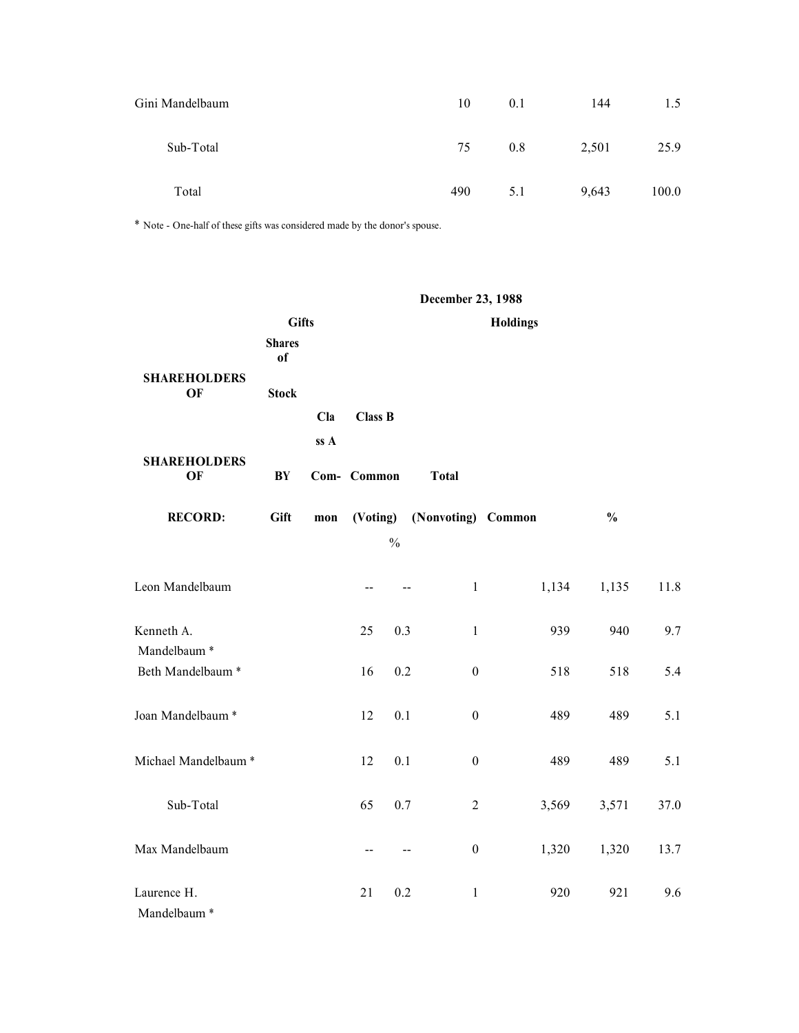| | | | | |
|---|---|---|---|---|
| Gini Mandelbaum | 10 | 0.1 | 144 | 1.5 |
| Sub-Total | 75 | 0.8 | 2,501 | 25.9 |
| Total | 490 | 5.1 | 9,643 | 100.0 |

* Note - One-half of these gifts was considered made by the donor's spouse.

| | December 23, 1988 | | | | | | |
|---|---|---|---|---|---|---|---|
| | Gifts | | Holdings | | | | |
| SHAREHOLDERS OF RECORD: | Shares of Stock BY Gift | % | Class A Common (Voting) | Class B Common (Nonvoting) | Total Common | % | |
| Leon Mandelbaum | -- | -- | 1 | 1,134 | 1,135 | 11.8 | |
| Kenneth A. Mandelbaum * | 25 | 0.3 | 1 | 939 | 940 | 9.7 | |
| Beth Mandelbaum * | 16 | 0.2 | 0 | 518 | 518 | 5.4 | |
| Joan Mandelbaum * | 12 | 0.1 | 0 | 489 | 489 | 5.1 | |
| Michael Mandelbaum * | 12 | 0.1 | 0 | 489 | 489 | 5.1 | |
| Sub-Total | 65 | 0.7 | 2 | 3,569 | 3,571 | 37.0 | |
| Max Mandelbaum | -- | -- | 0 | 1,320 | 1,320 | 13.7 | |
| Laurence H. Mandelbaum * | 21 | 0.2 | 1 | 920 | 921 | 9.6 | |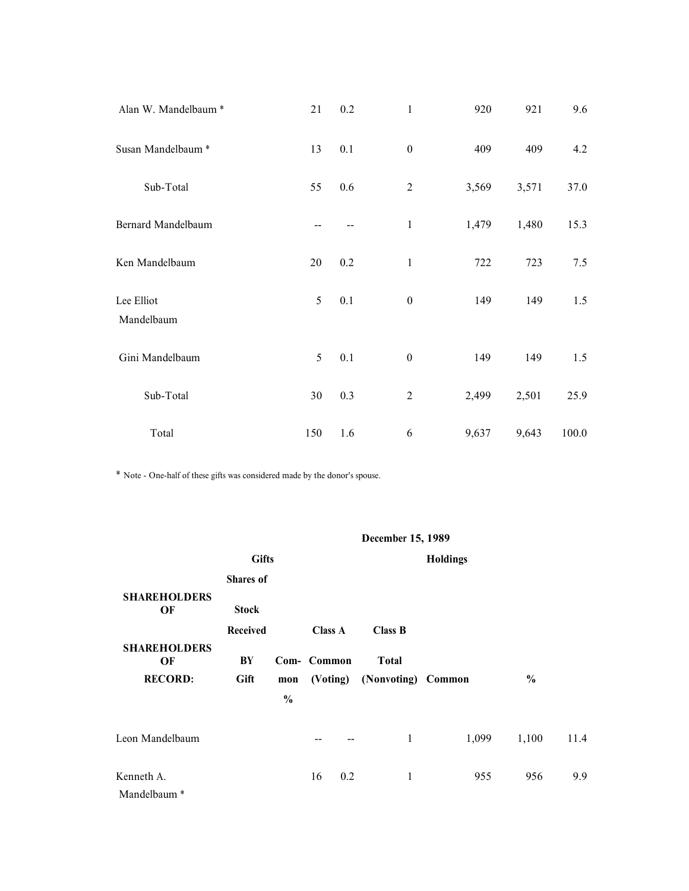| | | | | | | |
|---|---|---|---|---|---|---|
| Alan W. Mandelbaum * | 21 | 0.2 | 1 | 920 | 921 | 9.6 |
| Susan Mandelbaum * | 13 | 0.1 | 0 | 409 | 409 | 4.2 |
| Sub-Total | 55 | 0.6 | 2 | 3,569 | 3,571 | 37.0 |
| Bernard Mandelbaum | -- | -- | 1 | 1,479 | 1,480 | 15.3 |
| Ken Mandelbaum | 20 | 0.2 | 1 | 722 | 723 | 7.5 |
| Lee Elliot Mandelbaum | 5 | 0.1 | 0 | 149 | 149 | 1.5 |
| Gini Mandelbaum | 5 | 0.1 | 0 | 149 | 149 | 1.5 |
| Sub-Total | 30 | 0.3 | 2 | 2,499 | 2,501 | 25.9 |
| Total | 150 | 1.6 | 6 | 9,637 | 9,643 | 100.0 |

* Note - One-half of these gifts was considered made by the donor's spouse.

| | December 15, 1989 | | | | | |
|---|---|---|---|---|---|---|
| | **Gifts** | | **Holdings** | | | |
| **SHAREHOLDERS OF SHAREHOLDERS OF RECORD:** | **Shares of Stock Received BY Gift** | **Com- mon %** | **Class A Common (Voting)** | **Class B (Nonvoting)** | **Total Common** | **%** |
| Leon Mandelbaum | -- | -- | 1 | 1,099 | 1,100 | 11.4 |
| Kenneth A. Mandelbaum * | 16 | 0.2 | 1 | 955 | 956 | 9.9 |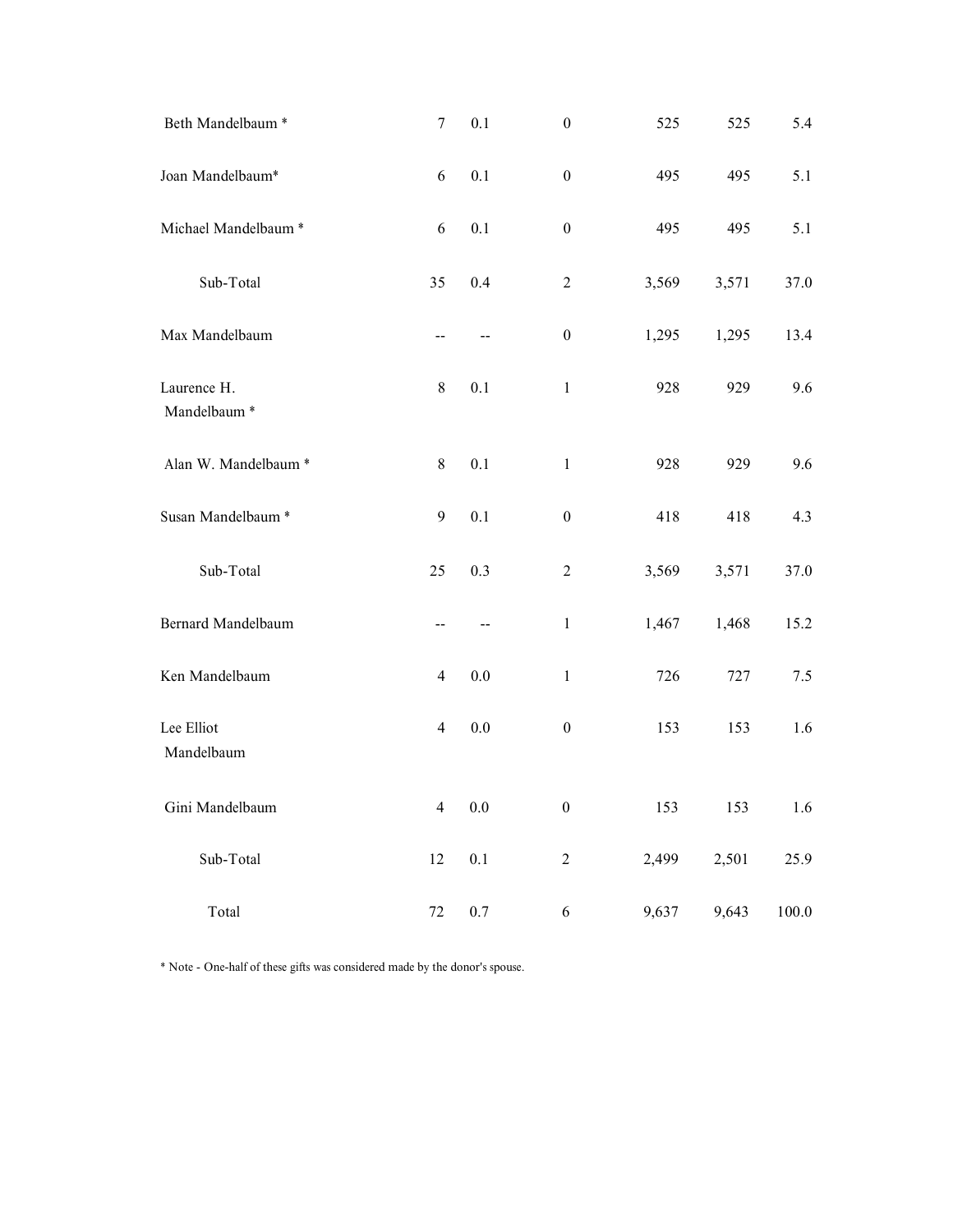| | | | | | | |
|---|---|---|---|---|---|---|
| Beth Mandelbaum * | 7 | 0.1 | 0 | 525 | 525 | 5.4 |
| Joan Mandelbaum* | 6 | 0.1 | 0 | 495 | 495 | 5.1 |
| Michael Mandelbaum * | 6 | 0.1 | 0 | 495 | 495 | 5.1 |
| Sub-Total | 35 | 0.4 | 2 | 3,569 | 3,571 | 37.0 |
| Max Mandelbaum | -- | -- | 0 | 1,295 | 1,295 | 13.4 |
| Laurence H. Mandelbaum * | 8 | 0.1 | 1 | 928 | 929 | 9.6 |
| Alan W. Mandelbaum * | 8 | 0.1 | 1 | 928 | 929 | 9.6 |
| Susan Mandelbaum * | 9 | 0.1 | 0 | 418 | 418 | 4.3 |
| Sub-Total | 25 | 0.3 | 2 | 3,569 | 3,571 | 37.0 |
| Bernard Mandelbaum | -- | -- | 1 | 1,467 | 1,468 | 15.2 |
| Ken Mandelbaum | 4 | 0.0 | 1 | 726 | 727 | 7.5 |
| Lee Elliot Mandelbaum | 4 | 0.0 | 0 | 153 | 153 | 1.6 |
| Gini Mandelbaum | 4 | 0.0 | 0 | 153 | 153 | 1.6 |
| Sub-Total | 12 | 0.1 | 2 | 2,499 | 2,501 | 25.9 |
| Total | 72 | 0.7 | 6 | 9,637 | 9,643 | 100.0 |

* Note - One-half of these gifts was considered made by the donor's spouse.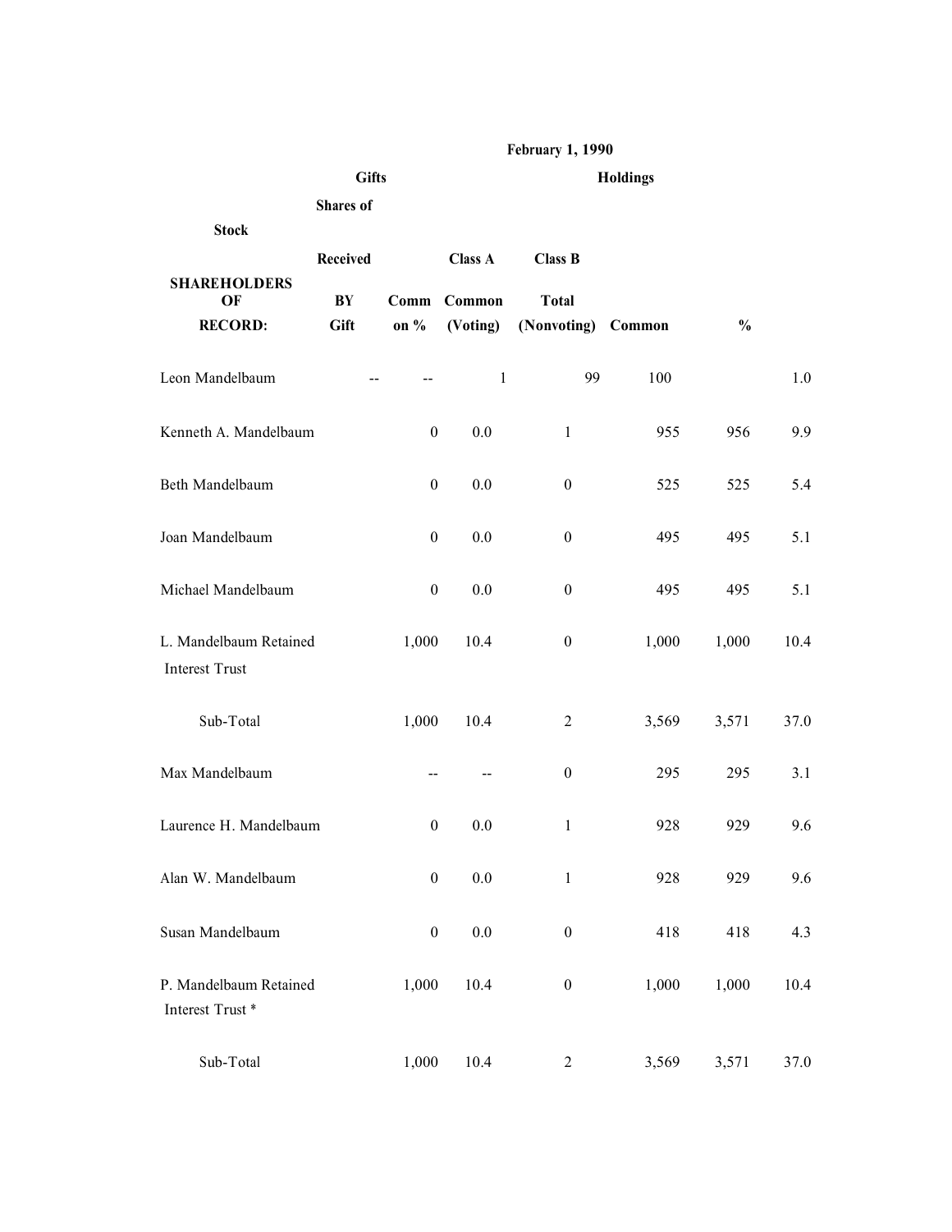| | Gifts | | February 1, 1990 Holdings | | | |
|---|---|---|---|---|---|---|
| SHAREHOLDERS OF RECORD: | Shares of Stock Received BY Gift | Common % | Class A Common (Voting) | Class B (Nonvoting) | Total Common | % |
| Leon Mandelbaum | -- | -- | 1 | 99 | 100 | 1.0 |
| Kenneth A. Mandelbaum | 0 | 0.0 | 1 | 955 | 956 | 9.9 |
| Beth Mandelbaum | 0 | 0.0 | 0 | 525 | 525 | 5.4 |
| Joan Mandelbaum | 0 | 0.0 | 0 | 495 | 495 | 5.1 |
| Michael Mandelbaum | 0 | 0.0 | 0 | 495 | 495 | 5.1 |
| L. Mandelbaum Retained Interest Trust | 1,000 | 10.4 | 0 | 1,000 | 1,000 | 10.4 |
| Sub-Total | 1,000 | 10.4 | 2 | 3,569 | 3,571 | 37.0 |
| Max Mandelbaum | -- | -- | 0 | 295 | 295 | 3.1 |
| Laurence H. Mandelbaum | 0 | 0.0 | 1 | 928 | 929 | 9.6 |
| Alan W. Mandelbaum | 0 | 0.0 | 1 | 928 | 929 | 9.6 |
| Susan Mandelbaum | 0 | 0.0 | 0 | 418 | 418 | 4.3 |
| P. Mandelbaum Retained Interest Trust * | 1,000 | 10.4 | 0 | 1,000 | 1,000 | 10.4 |
| Sub-Total | 1,000 | 10.4 | 2 | 3,569 | 3,571 | 37.0 |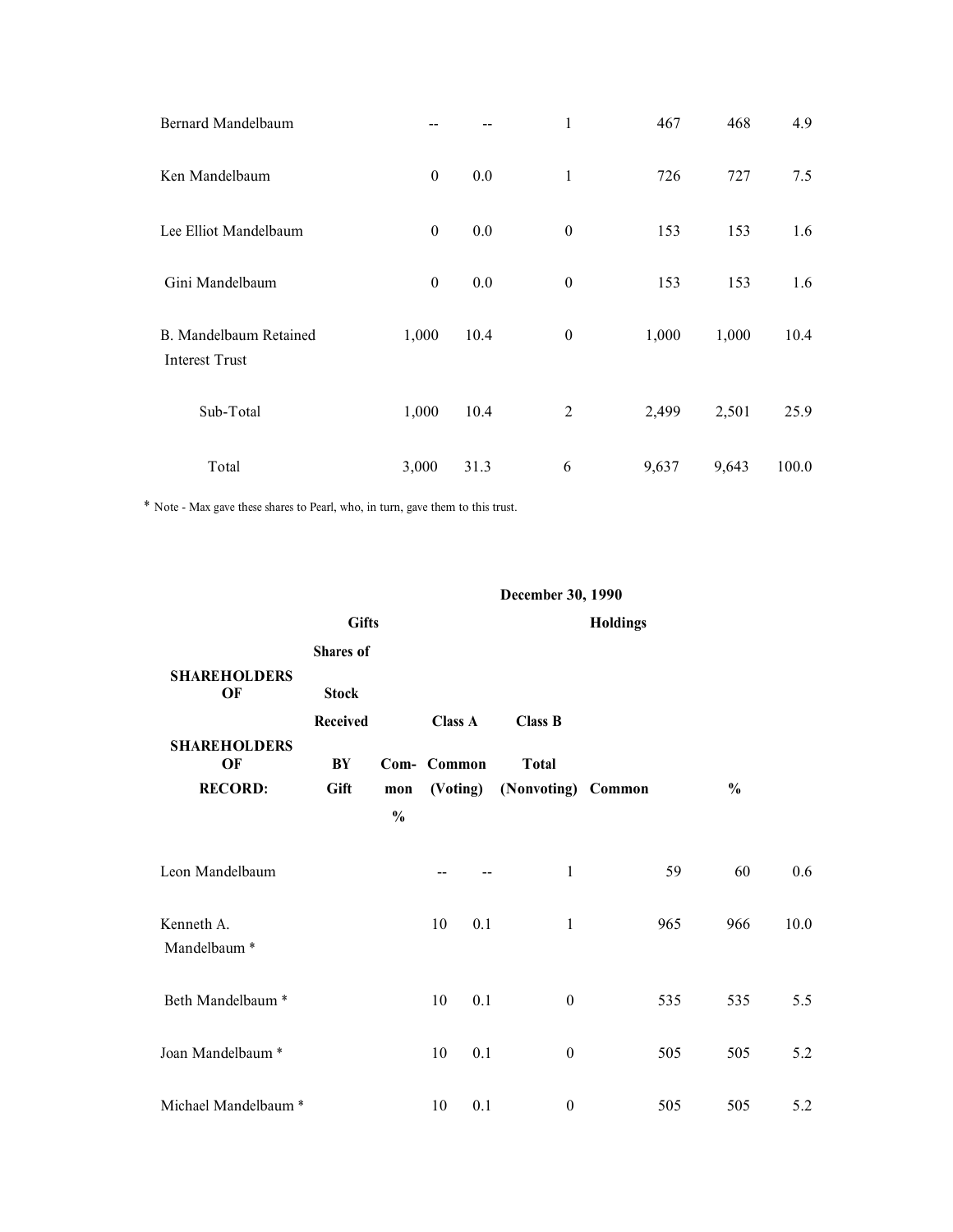| | | | | | | |
|---|---|---|---|---|---|---|
| Bernard Mandelbaum | -- | -- | 1 | 467 | 468 | 4.9 |
| Ken Mandelbaum | 0 | 0.0 | 1 | 726 | 727 | 7.5 |
| Lee Elliot Mandelbaum | 0 | 0.0 | 0 | 153 | 153 | 1.6 |
| Gini Mandelbaum | 0 | 0.0 | 0 | 153 | 153 | 1.6 |
| B. Mandelbaum Retained Interest Trust | 1,000 | 10.4 | 0 | 1,000 | 1,000 | 10.4 |
| Sub-Total | 1,000 | 10.4 | 2 | 2,499 | 2,501 | 25.9 |
| Total | 3,000 | 31.3 | 6 | 9,637 | 9,643 | 100.0 |

* Note - Max gave these shares to Pearl, who, in turn, gave them to this trust.

| | Gifts | | December 30, 1990 Holdings | | | |
|---|---|---|---|---|---|---|
| SHAREHOLDERS OF RECORD: | Shares of Stock Received BY Gift | Common % | Class A Common (Voting) | Class B (Nonvoting) | Total Common | % |
| Leon Mandelbaum | -- | -- | 1 | 59 | 60 | 0.6 |
| Kenneth A. Mandelbaum * | 10 | 0.1 | 1 | 965 | 966 | 10.0 |
| Beth Mandelbaum * | 10 | 0.1 | 0 | 535 | 535 | 5.5 |
| Joan Mandelbaum * | 10 | 0.1 | 0 | 505 | 505 | 5.2 |
| Michael Mandelbaum * | 10 | 0.1 | 0 | 505 | 505 | 5.2 |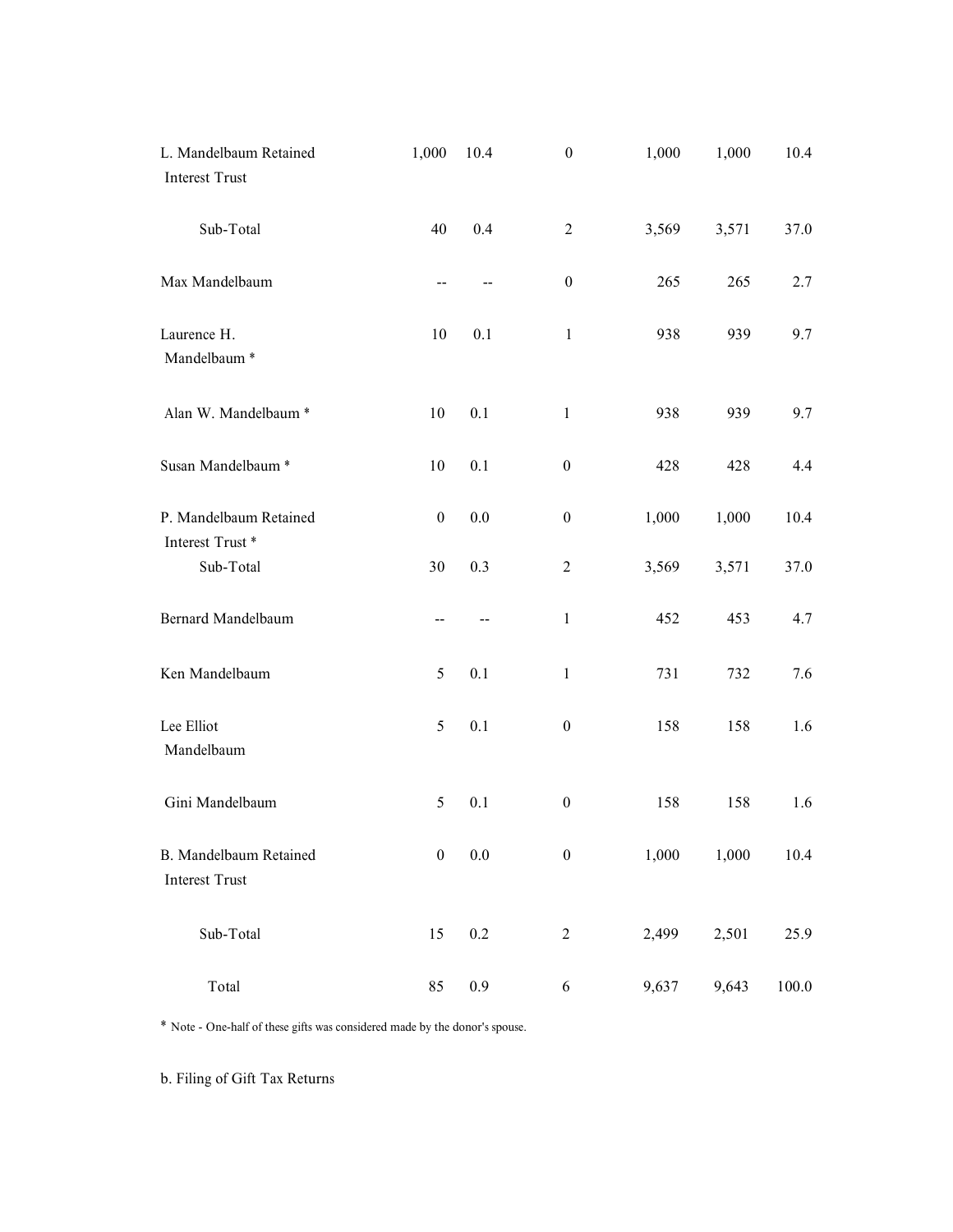| | | | | | | |
|---|---|---|---|---|---|---|
| L. Mandelbaum Retained Interest Trust | 1,000 | 10.4 | 0 | 1,000 | 1,000 | 10.4 |
| Sub-Total | 40 | 0.4 | 2 | 3,569 | 3,571 | 37.0 |
| Max Mandelbaum | -- | -- | 0 | 265 | 265 | 2.7 |
| Laurence H. Mandelbaum * | 10 | 0.1 | 1 | 938 | 939 | 9.7 |
| Alan W. Mandelbaum * | 10 | 0.1 | 1 | 938 | 939 | 9.7 |
| Susan Mandelbaum * | 10 | 0.1 | 0 | 428 | 428 | 4.4 |
| P. Mandelbaum Retained Interest Trust * | 0 | 0.0 | 0 | 1,000 | 1,000 | 10.4 |
| Sub-Total | 30 | 0.3 | 2 | 3,569 | 3,571 | 37.0 |
| Bernard Mandelbaum | -- | -- | 1 | 452 | 453 | 4.7 |
| Ken Mandelbaum | 5 | 0.1 | 1 | 731 | 732 | 7.6 |
| Lee Elliot Mandelbaum | 5 | 0.1 | 0 | 158 | 158 | 1.6 |
| Gini Mandelbaum | 5 | 0.1 | 0 | 158 | 158 | 1.6 |
| B. Mandelbaum Retained Interest Trust | 0 | 0.0 | 0 | 1,000 | 1,000 | 10.4 |
| Sub-Total | 15 | 0.2 | 2 | 2,499 | 2,501 | 25.9 |
| Total | 85 | 0.9 | 6 | 9,637 | 9,643 | 100.0 |

* Note - One-half of these gifts was considered made by the donor's spouse.

b. Filing of Gift Tax Returns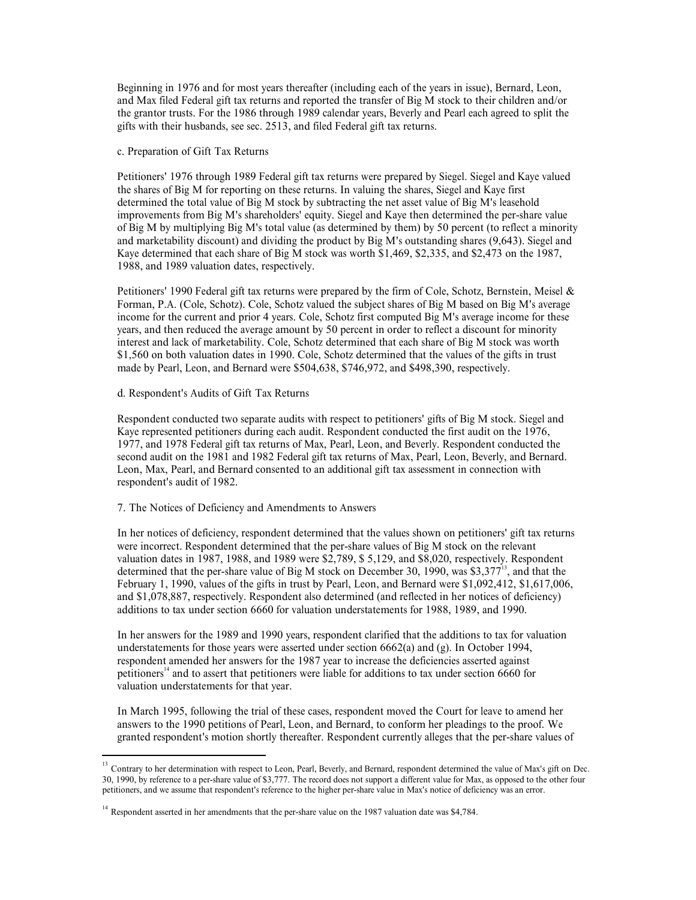Beginning in 1976 and for most years thereafter (including each of the years in issue), Bernard, Leon, and Max filed Federal gift tax returns and reported the transfer of Big M stock to their children and/or the grantor trusts. For the 1986 through 1989 calendar years, Beverly and Pearl each agreed to split the gifts with their husbands, see sec. 2513, and filed Federal gift tax returns.

c. Preparation of Gift Tax Returns

Petitioners' 1976 through 1989 Federal gift tax returns were prepared by Siegel. Siegel and Kaye valued the shares of Big M for reporting on these returns. In valuing the shares, Siegel and Kaye first determined the total value of Big M stock by subtracting the net asset value of Big M's leasehold improvements from Big M's shareholders' equity. Siegel and Kaye then determined the per-share value of Big M by multiplying Big M's total value (as determined by them) by 50 percent (to reflect a minority and marketability discount) and dividing the product by Big M's outstanding shares (9,643). Siegel and Kaye determined that each share of Big M stock was worth $1,469, $2,335, and $2,473 on the 1987, 1988, and 1989 valuation dates, respectively.

Petitioners' 1990 Federal gift tax returns were prepared by the firm of Cole, Schotz, Bernstein, Meisel & Forman, P.A. (Cole, Schotz). Cole, Schotz valued the subject shares of Big M based on Big M's average income for the current and prior 4 years. Cole, Schotz first computed Big M's average income for these years, and then reduced the average amount by 50 percent in order to reflect a discount for minority interest and lack of marketability. Cole, Schotz determined that each share of Big M stock was worth $1,560 on both valuation dates in 1990. Cole, Schotz determined that the values of the gifts in trust made by Pearl, Leon, and Bernard were $504,638, $746,972, and $498,390, respectively.

d. Respondent's Audits of Gift Tax Returns

Respondent conducted two separate audits with respect to petitioners' gifts of Big M stock. Siegel and Kaye represented petitioners during each audit. Respondent conducted the first audit on the 1976, 1977, and 1978 Federal gift tax returns of Max, Pearl, Leon, and Beverly. Respondent conducted the second audit on the 1981 and 1982 Federal gift tax returns of Max, Pearl, Leon, Beverly, and Bernard. Leon, Max, Pearl, and Bernard consented to an additional gift tax assessment in connection with respondent's audit of 1982.

7. The Notices of Deficiency and Amendments to Answers

In her notices of deficiency, respondent determined that the values shown on petitioners' gift tax returns were incorrect. Respondent determined that the per-share values of Big M stock on the relevant valuation dates in 1987, 1988, and 1989 were $2,789, $ 5,129, and $8,020, respectively. Respondent determined that the per-share value of Big M stock on December 30, 1990, was $3,377[13], and that the February 1, 1990, values of the gifts in trust by Pearl, Leon, and Bernard were $1,092,412, $1,617,006, and $1,078,887, respectively. Respondent also determined (and reflected in her notices of deficiency) additions to tax under section 6660 for valuation understatements for 1988, 1989, and 1990.

In her answers for the 1989 and 1990 years, respondent clarified that the additions to tax for valuation understatements for those years were asserted under section 6662(a) and (g). In October 1994, respondent amended her answers for the 1987 year to increase the deficiencies asserted against petitioners[14] and to assert that petitioners were liable for additions to tax under section 6660 for valuation understatements for that year.

In March 1995, following the trial of these cases, respondent moved the Court for leave to amend her answers to the 1990 petitions of Pearl, Leon, and Bernard, to conform her pleadings to the proof. We granted respondent's motion shortly thereafter. Respondent currently alleges that the per-share values of

[13] Contrary to her determination with respect to Leon, Pearl, Beverly, and Bernard, respondent determined the value of Max's gift on Dec. 30, 1990, by reference to a per-share value of $3,777. The record does not support a different value for Max, as opposed to the other four petitioners, and we assume that respondent's reference to the higher per-share value in Max's notice of deficiency was an error.

[14] Respondent asserted in her amendments that the per-share value on the 1987 valuation date was $4,784.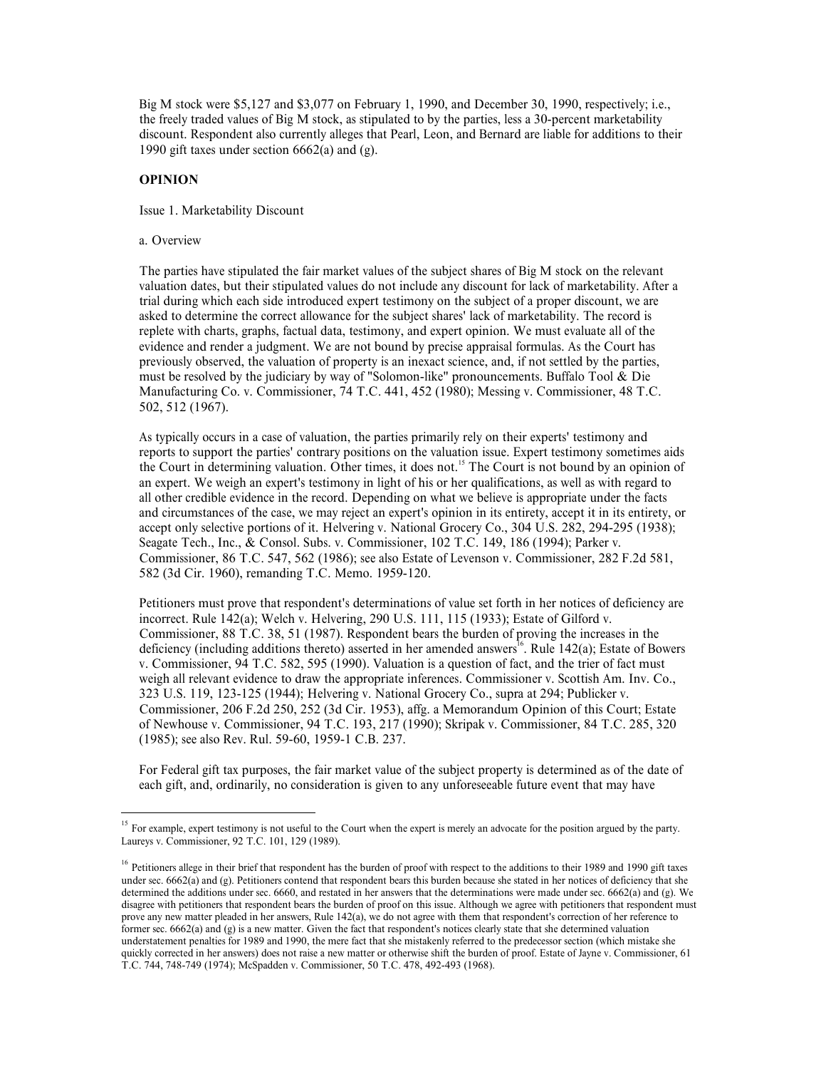Big M stock were $5,127 and $3,077 on February 1, 1990, and December 30, 1990, respectively; i.e., the freely traded values of Big M stock, as stipulated to by the parties, less a 30-percent marketability discount. Respondent also currently alleges that Pearl, Leon, and Bernard are liable for additions to their 1990 gift taxes under section 6662(a) and (g).

**OPINION**

Issue 1. Marketability Discount

a. Overview

The parties have stipulated the fair market values of the subject shares of Big M stock on the relevant valuation dates, but their stipulated values do not include any discount for lack of marketability. After a trial during which each side introduced expert testimony on the subject of a proper discount, we are asked to determine the correct allowance for the subject shares' lack of marketability. The record is replete with charts, graphs, factual data, testimony, and expert opinion. We must evaluate all of the evidence and render a judgment. We are not bound by precise appraisal formulas. As the Court has previously observed, the valuation of property is an inexact science, and, if not settled by the parties, must be resolved by the judiciary by way of "Solomon-like" pronouncements. Buffalo Tool & Die Manufacturing Co. v. Commissioner, 74 T.C. 441, 452 (1980); Messing v. Commissioner, 48 T.C. 502, 512 (1967).

As typically occurs in a case of valuation, the parties primarily rely on their experts' testimony and reports to support the parties' contrary positions on the valuation issue. Expert testimony sometimes aids the Court in determining valuation. Other times, it does not.[15] The Court is not bound by an opinion of an expert. We weigh an expert's testimony in light of his or her qualifications, as well as with regard to all other credible evidence in the record. Depending on what we believe is appropriate under the facts and circumstances of the case, we may reject an expert's opinion in its entirety, accept it in its entirety, or accept only selective portions of it. Helvering v. National Grocery Co., 304 U.S. 282, 294-295 (1938); Seagate Tech., Inc., & Consol. Subs. v. Commissioner, 102 T.C. 149, 186 (1994); Parker v. Commissioner, 86 T.C. 547, 562 (1986); see also Estate of Levenson v. Commissioner, 282 F.2d 581, 582 (3d Cir. 1960), remanding T.C. Memo. 1959-120.

Petitioners must prove that respondent's determinations of value set forth in her notices of deficiency are incorrect. Rule 142(a); Welch v. Helvering, 290 U.S. 111, 115 (1933); Estate of Gilford v. Commissioner, 88 T.C. 38, 51 (1987). Respondent bears the burden of proving the increases in the deficiency (including additions thereto) asserted in her amended answers[16]. Rule 142(a); Estate of Bowers v. Commissioner, 94 T.C. 582, 595 (1990). Valuation is a question of fact, and the trier of fact must weigh all relevant evidence to draw the appropriate inferences. Commissioner v. Scottish Am. Inv. Co., 323 U.S. 119, 123-125 (1944); Helvering v. National Grocery Co., supra at 294; Publicker v. Commissioner, 206 F.2d 250, 252 (3d Cir. 1953), affg. a Memorandum Opinion of this Court; Estate of Newhouse v. Commissioner, 94 T.C. 193, 217 (1990); Skripak v. Commissioner, 84 T.C. 285, 320 (1985); see also Rev. Rul. 59-60, 1959-1 C.B. 237.

For Federal gift tax purposes, the fair market value of the subject property is determined as of the date of each gift, and, ordinarily, no consideration is given to any unforeseeable future event that may have

---

[15] For example, expert testimony is not useful to the Court when the expert is merely an advocate for the position argued by the party. Laureys v. Commissioner, 92 T.C. 101, 129 (1989).

[16] Petitioners allege in their brief that respondent has the burden of proof with respect to the additions to their 1989 and 1990 gift taxes under sec. 6662(a) and (g). Petitioners contend that respondent bears this burden because she stated in her notices of deficiency that she determined the additions under sec. 6660, and restated in her answers that the determinations were made under sec. 6662(a) and (g). We disagree with petitioners that respondent bears the burden of proof on this issue. Although we agree with petitioners that respondent must prove any new matter pleaded in her answers, Rule 142(a), we do not agree with them that respondent's correction of her reference to former sec. 6662(a) and (g) is a new matter. Given the fact that respondent's notices clearly state that she determined valuation understatement penalties for 1989 and 1990, the mere fact that she mistakenly referred to the predecessor section (which mistake she quickly corrected in her answers) does not raise a new matter or otherwise shift the burden of proof. Estate of Jayne v. Commissioner, 61 T.C. 744, 748-749 (1974); McSpadden v. Commissioner, 50 T.C. 478, 492-493 (1968).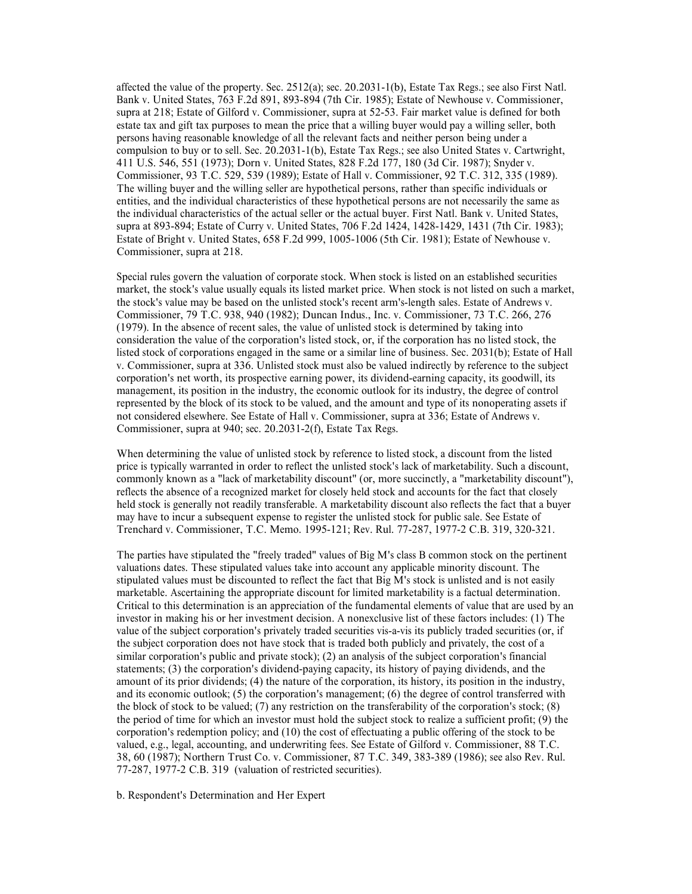affected the value of the property. Sec. 2512(a); sec. 20.2031-1(b), Estate Tax Regs.; see also First Natl. Bank v. United States, 763 F.2d 891, 893-894 (7th Cir. 1985); Estate of Newhouse v. Commissioner, supra at 218; Estate of Gilford v. Commissioner, supra at 52-53. Fair market value is defined for both estate tax and gift tax purposes to mean the price that a willing buyer would pay a willing seller, both persons having reasonable knowledge of all the relevant facts and neither person being under a compulsion to buy or to sell. Sec. 20.2031-1(b), Estate Tax Regs.; see also United States v. Cartwright, 411 U.S. 546, 551 (1973); Dorn v. United States, 828 F.2d 177, 180 (3d Cir. 1987); Snyder v. Commissioner, 93 T.C. 529, 539 (1989); Estate of Hall v. Commissioner, 92 T.C. 312, 335 (1989). The willing buyer and the willing seller are hypothetical persons, rather than specific individuals or entities, and the individual characteristics of these hypothetical persons are not necessarily the same as the individual characteristics of the actual seller or the actual buyer. First Natl. Bank v. United States, supra at 893-894; Estate of Curry v. United States, 706 F.2d 1424, 1428-1429, 1431 (7th Cir. 1983); Estate of Bright v. United States, 658 F.2d 999, 1005-1006 (5th Cir. 1981); Estate of Newhouse v. Commissioner, supra at 218.

Special rules govern the valuation of corporate stock. When stock is listed on an established securities market, the stock's value usually equals its listed market price. When stock is not listed on such a market, the stock's value may be based on the unlisted stock's recent arm's-length sales. Estate of Andrews v. Commissioner, 79 T.C. 938, 940 (1982); Duncan Indus., Inc. v. Commissioner, 73 T.C. 266, 276 (1979). In the absence of recent sales, the value of unlisted stock is determined by taking into consideration the value of the corporation's listed stock, or, if the corporation has no listed stock, the listed stock of corporations engaged in the same or a similar line of business. Sec. 2031(b); Estate of Hall v. Commissioner, supra at 336. Unlisted stock must also be valued indirectly by reference to the subject corporation's net worth, its prospective earning power, its dividend-earning capacity, its goodwill, its management, its position in the industry, the economic outlook for its industry, the degree of control represented by the block of its stock to be valued, and the amount and type of its nonoperating assets if not considered elsewhere. See Estate of Hall v. Commissioner, supra at 336; Estate of Andrews v. Commissioner, supra at 940; sec. 20.2031-2(f), Estate Tax Regs.

When determining the value of unlisted stock by reference to listed stock, a discount from the listed price is typically warranted in order to reflect the unlisted stock's lack of marketability. Such a discount, commonly known as a "lack of marketability discount" (or, more succinctly, a "marketability discount"), reflects the absence of a recognized market for closely held stock and accounts for the fact that closely held stock is generally not readily transferable. A marketability discount also reflects the fact that a buyer may have to incur a subsequent expense to register the unlisted stock for public sale. See Estate of Trenchard v. Commissioner, T.C. Memo. 1995-121; Rev. Rul. 77-287, 1977-2 C.B. 319, 320-321.

The parties have stipulated the "freely traded" values of Big M's class B common stock on the pertinent valuations dates. These stipulated values take into account any applicable minority discount. The stipulated values must be discounted to reflect the fact that Big M's stock is unlisted and is not easily marketable. Ascertaining the appropriate discount for limited marketability is a factual determination. Critical to this determination is an appreciation of the fundamental elements of value that are used by an investor in making his or her investment decision. A nonexclusive list of these factors includes: (1) The value of the subject corporation's privately traded securities vis-a-vis its publicly traded securities (or, if the subject corporation does not have stock that is traded both publicly and privately, the cost of a similar corporation's public and private stock); (2) an analysis of the subject corporation's financial statements; (3) the corporation's dividend-paying capacity, its history of paying dividends, and the amount of its prior dividends; (4) the nature of the corporation, its history, its position in the industry, and its economic outlook; (5) the corporation's management; (6) the degree of control transferred with the block of stock to be valued; (7) any restriction on the transferability of the corporation's stock; (8) the period of time for which an investor must hold the subject stock to realize a sufficient profit; (9) the corporation's redemption policy; and (10) the cost of effectuating a public offering of the stock to be valued, e.g., legal, accounting, and underwriting fees. See Estate of Gilford v. Commissioner, 88 T.C. 38, 60 (1987); Northern Trust Co. v. Commissioner, 87 T.C. 349, 383-389 (1986); see also Rev. Rul. 77-287, 1977-2 C.B. 319 (valuation of restricted securities).

b. Respondent's Determination and Her Expert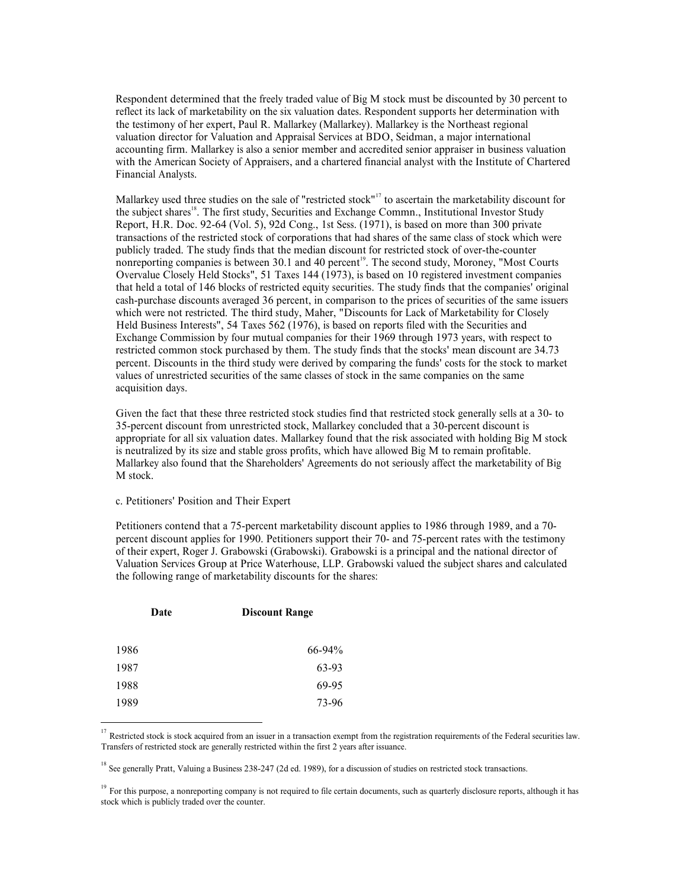Respondent determined that the freely traded value of Big M stock must be discounted by 30 percent to reflect its lack of marketability on the six valuation dates. Respondent supports her determination with the testimony of her expert, Paul R. Mallarkey (Mallarkey). Mallarkey is the Northeast regional valuation director for Valuation and Appraisal Services at BDO, Seidman, a major international accounting firm. Mallarkey is also a senior member and accredited senior appraiser in business valuation with the American Society of Appraisers, and a chartered financial analyst with the Institute of Chartered Financial Analysts.

Mallarkey used three studies on the sale of "restricted stock"[17] to ascertain the marketability discount for the subject shares[18]. The first study, Securities and Exchange Commn., Institutional Investor Study Report, H.R. Doc. 92-64 (Vol. 5), 92d Cong., 1st Sess. (1971), is based on more than 300 private transactions of the restricted stock of corporations that had shares of the same class of stock which were publicly traded. The study finds that the median discount for restricted stock of over-the-counter nonreporting companies is between 30.1 and 40 percent[19]. The second study, Moroney, "Most Courts Overvalue Closely Held Stocks", 51 Taxes 144 (1973), is based on 10 registered investment companies that held a total of 146 blocks of restricted equity securities. The study finds that the companies' original cash-purchase discounts averaged 36 percent, in comparison to the prices of securities of the same issuers which were not restricted. The third study, Maher, "Discounts for Lack of Marketability for Closely Held Business Interests", 54 Taxes 562 (1976), is based on reports filed with the Securities and Exchange Commission by four mutual companies for their 1969 through 1973 years, with respect to restricted common stock purchased by them. The study finds that the stocks' mean discount are 34.73 percent. Discounts in the third study were derived by comparing the funds' costs for the stock to market values of unrestricted securities of the same classes of stock in the same companies on the same acquisition days.

Given the fact that these three restricted stock studies find that restricted stock generally sells at a 30- to 35-percent discount from unrestricted stock, Mallarkey concluded that a 30-percent discount is appropriate for all six valuation dates. Mallarkey found that the risk associated with holding Big M stock is neutralized by its size and stable gross profits, which have allowed Big M to remain profitable. Mallarkey also found that the Shareholders' Agreements do not seriously affect the marketability of Big M stock.

c. Petitioners' Position and Their Expert

Petitioners contend that a 75-percent marketability discount applies to 1986 through 1989, and a 70-percent discount applies for 1990. Petitioners support their 70- and 75-percent rates with the testimony of their expert, Roger J. Grabowski (Grabowski). Grabowski is a principal and the national director of Valuation Services Group at Price Waterhouse, LLP. Grabowski valued the subject shares and calculated the following range of marketability discounts for the shares:

| Date | Discount Range |
|---|---|
| 1986 | 66-94% |
| 1987 | 63-93 |
| 1988 | 69-95 |
| 1989 | 73-96 |

[17] Restricted stock is stock acquired from an issuer in a transaction exempt from the registration requirements of the Federal securities law. Transfers of restricted stock are generally restricted within the first 2 years after issuance.

[18] See generally Pratt, Valuing a Business 238-247 (2d ed. 1989), for a discussion of studies on restricted stock transactions.

[19] For this purpose, a nonreporting company is not required to file certain documents, such as quarterly disclosure reports, although it has stock which is publicly traded over the counter.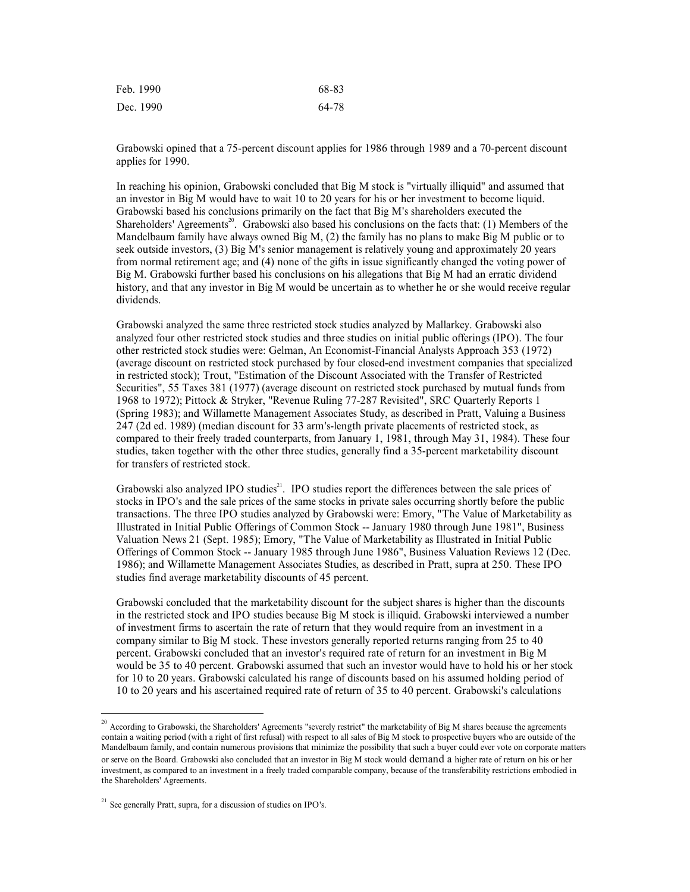| | |
|---|---|
| Feb. 1990 | 68-83 |
| Dec. 1990 | 64-78 |

Grabowski opined that a 75-percent discount applies for 1986 through 1989 and a 70-percent discount applies for 1990.

In reaching his opinion, Grabowski concluded that Big M stock is "virtually illiquid" and assumed that an investor in Big M would have to wait 10 to 20 years for his or her investment to become liquid. Grabowski based his conclusions primarily on the fact that Big M's shareholders executed the Shareholders' Agreements[20]. Grabowski also based his conclusions on the facts that: (1) Members of the Mandelbaum family have always owned Big M, (2) the family has no plans to make Big M public or to seek outside investors, (3) Big M's senior management is relatively young and approximately 20 years from normal retirement age; and (4) none of the gifts in issue significantly changed the voting power of Big M. Grabowski further based his conclusions on his allegations that Big M had an erratic dividend history, and that any investor in Big M would be uncertain as to whether he or she would receive regular dividends.

Grabowski analyzed the same three restricted stock studies analyzed by Mallarkey. Grabowski also analyzed four other restricted stock studies and three studies on initial public offerings (IPO). The four other restricted stock studies were: Gelman, An Economist-Financial Analysts Approach 353 (1972) (average discount on restricted stock purchased by four closed-end investment companies that specialized in restricted stock); Trout, "Estimation of the Discount Associated with the Transfer of Restricted Securities", 55 Taxes 381 (1977) (average discount on restricted stock purchased by mutual funds from 1968 to 1972); Pittock & Stryker, "Revenue Ruling 77-287 Revisited", SRC Quarterly Reports 1 (Spring 1983); and Willamette Management Associates Study, as described in Pratt, Valuing a Business 247 (2d ed. 1989) (median discount for 33 arm's-length private placements of restricted stock, as compared to their freely traded counterparts, from January 1, 1981, through May 31, 1984). These four studies, taken together with the other three studies, generally find a 35-percent marketability discount for transfers of restricted stock.

Grabowski also analyzed IPO studies[21]. IPO studies report the differences between the sale prices of stocks in IPO's and the sale prices of the same stocks in private sales occurring shortly before the public transactions. The three IPO studies analyzed by Grabowski were: Emory, "The Value of Marketability as Illustrated in Initial Public Offerings of Common Stock -- January 1980 through June 1981", Business Valuation News 21 (Sept. 1985); Emory, "The Value of Marketability as Illustrated in Initial Public Offerings of Common Stock -- January 1985 through June 1986", Business Valuation Reviews 12 (Dec. 1986); and Willamette Management Associates Studies, as described in Pratt, supra at 250. These IPO studies find average marketability discounts of 45 percent.

Grabowski concluded that the marketability discount for the subject shares is higher than the discounts in the restricted stock and IPO studies because Big M stock is illiquid. Grabowski interviewed a number of investment firms to ascertain the rate of return that they would require from an investment in a company similar to Big M stock. These investors generally reported returns ranging from 25 to 40 percent. Grabowski concluded that an investor's required rate of return for an investment in Big M would be 35 to 40 percent. Grabowski assumed that such an investor would have to hold his or her stock for 10 to 20 years. Grabowski calculated his range of discounts based on his assumed holding period of 10 to 20 years and his ascertained required rate of return of 35 to 40 percent. Grabowski's calculations

---

[20] According to Grabowski, the Shareholders' Agreements "severely restrict" the marketability of Big M shares because the agreements contain a waiting period (with a right of first refusal) with respect to all sales of Big M stock to prospective buyers who are outside of the Mandelbaum family, and contain numerous provisions that minimize the possibility that such a buyer could ever vote on corporate matters or serve on the Board. Grabowski also concluded that an investor in Big M stock would demand a higher rate of return on his or her investment, as compared to an investment in a freely traded comparable company, because of the transferability restrictions embodied in the Shareholders' Agreements.

[21] See generally Pratt, supra, for a discussion of studies on IPO's.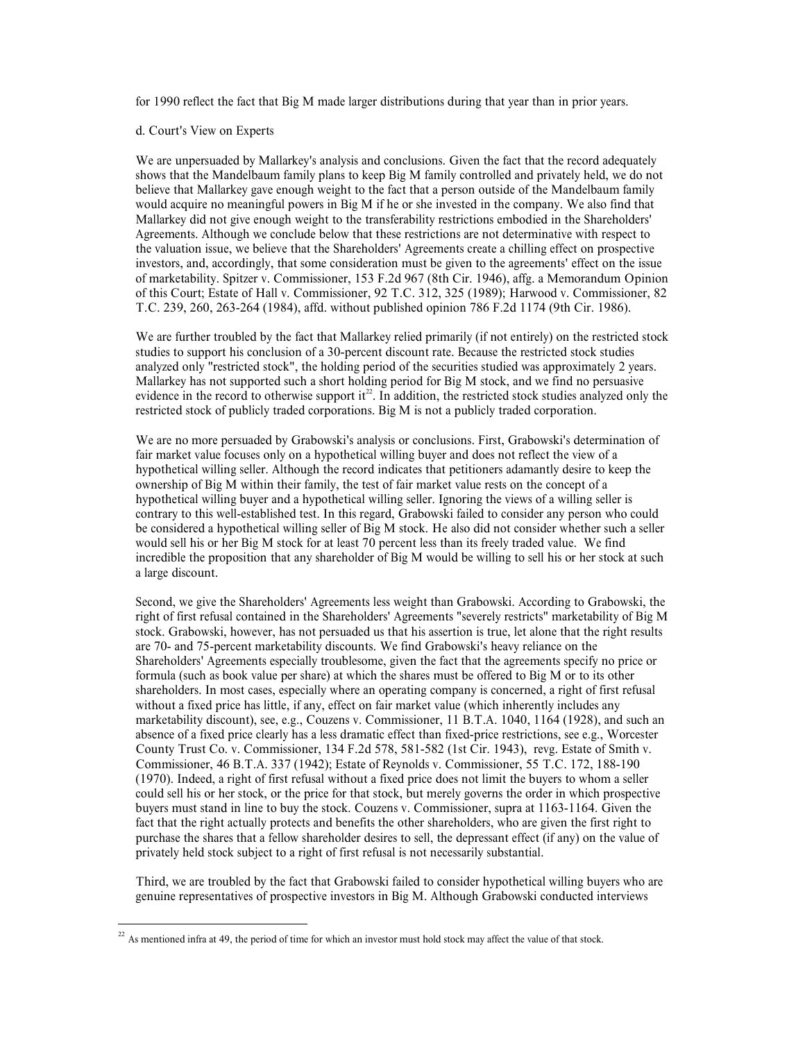for 1990 reflect the fact that Big M made larger distributions during that year than in prior years.

d. Court's View on Experts

We are unpersuaded by Mallarkey's analysis and conclusions. Given the fact that the record adequately shows that the Mandelbaum family plans to keep Big M family controlled and privately held, we do not believe that Mallarkey gave enough weight to the fact that a person outside of the Mandelbaum family would acquire no meaningful powers in Big M if he or she invested in the company. We also find that Mallarkey did not give enough weight to the transferability restrictions embodied in the Shareholders' Agreements. Although we conclude below that these restrictions are not determinative with respect to the valuation issue, we believe that the Shareholders' Agreements create a chilling effect on prospective investors, and, accordingly, that some consideration must be given to the agreements' effect on the issue of marketability. Spitzer v. Commissioner, 153 F.2d 967 (8th Cir. 1946), affg. a Memorandum Opinion of this Court; Estate of Hall v. Commissioner, 92 T.C. 312, 325 (1989); Harwood v. Commissioner, 82 T.C. 239, 260, 263-264 (1984), affd. without published opinion 786 F.2d 1174 (9th Cir. 1986).

We are further troubled by the fact that Mallarkey relied primarily (if not entirely) on the restricted stock studies to support his conclusion of a 30-percent discount rate. Because the restricted stock studies analyzed only "restricted stock", the holding period of the securities studied was approximately 2 years. Mallarkey has not supported such a short holding period for Big M stock, and we find no persuasive evidence in the record to otherwise support it[22]. In addition, the restricted stock studies analyzed only the restricted stock of publicly traded corporations. Big M is not a publicly traded corporation.

We are no more persuaded by Grabowski's analysis or conclusions. First, Grabowski's determination of fair market value focuses only on a hypothetical willing buyer and does not reflect the view of a hypothetical willing seller. Although the record indicates that petitioners adamantly desire to keep the ownership of Big M within their family, the test of fair market value rests on the concept of a hypothetical willing buyer and a hypothetical willing seller. Ignoring the views of a willing seller is contrary to this well-established test. In this regard, Grabowski failed to consider any person who could be considered a hypothetical willing seller of Big M stock. He also did not consider whether such a seller would sell his or her Big M stock for at least 70 percent less than its freely traded value. We find incredible the proposition that any shareholder of Big M would be willing to sell his or her stock at such a large discount.

Second, we give the Shareholders' Agreements less weight than Grabowski. According to Grabowski, the right of first refusal contained in the Shareholders' Agreements "severely restricts" marketability of Big M stock. Grabowski, however, has not persuaded us that his assertion is true, let alone that the right results are 70- and 75-percent marketability discounts. We find Grabowski's heavy reliance on the Shareholders' Agreements especially troublesome, given the fact that the agreements specify no price or formula (such as book value per share) at which the shares must be offered to Big M or to its other shareholders. In most cases, especially where an operating company is concerned, a right of first refusal without a fixed price has little, if any, effect on fair market value (which inherently includes any marketability discount), see, e.g., Couzens v. Commissioner, 11 B.T.A. 1040, 1164 (1928), and such an absence of a fixed price clearly has a less dramatic effect than fixed-price restrictions, see e.g., Worcester County Trust Co. v. Commissioner, 134 F.2d 578, 581-582 (1st Cir. 1943), revg. Estate of Smith v. Commissioner, 46 B.T.A. 337 (1942); Estate of Reynolds v. Commissioner, 55 T.C. 172, 188-190 (1970). Indeed, a right of first refusal without a fixed price does not limit the buyers to whom a seller could sell his or her stock, or the price for that stock, but merely governs the order in which prospective buyers must stand in line to buy the stock. Couzens v. Commissioner, supra at 1163-1164. Given the fact that the right actually protects and benefits the other shareholders, who are given the first right to purchase the shares that a fellow shareholder desires to sell, the depressant effect (if any) on the value of privately held stock subject to a right of first refusal is not necessarily substantial.

Third, we are troubled by the fact that Grabowski failed to consider hypothetical willing buyers who are genuine representatives of prospective investors in Big M. Although Grabowski conducted interviews

[22] As mentioned infra at 49, the period of time for which an investor must hold stock may affect the value of that stock.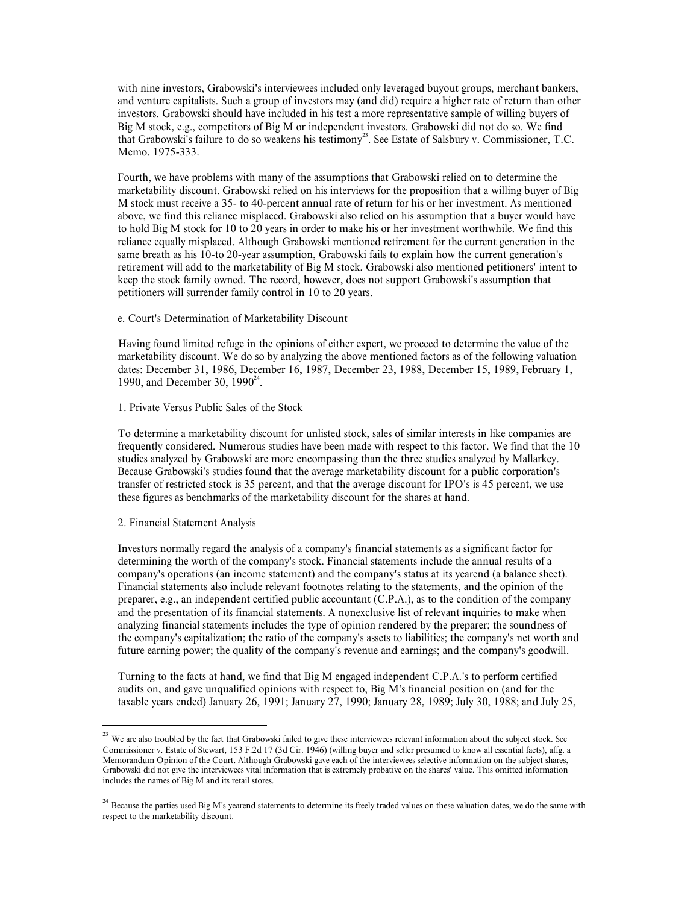with nine investors, Grabowski's interviewees included only leveraged buyout groups, merchant bankers, and venture capitalists. Such a group of investors may (and did) require a higher rate of return than other investors. Grabowski should have included in his test a more representative sample of willing buyers of Big M stock, e.g., competitors of Big M or independent investors. Grabowski did not do so. We find that Grabowski's failure to do so weakens his testimony[23]. See Estate of Salsbury v. Commissioner, T.C. Memo. 1975-333.

Fourth, we have problems with many of the assumptions that Grabowski relied on to determine the marketability discount. Grabowski relied on his interviews for the proposition that a willing buyer of Big M stock must receive a 35- to 40-percent annual rate of return for his or her investment. As mentioned above, we find this reliance misplaced. Grabowski also relied on his assumption that a buyer would have to hold Big M stock for 10 to 20 years in order to make his or her investment worthwhile. We find this reliance equally misplaced. Although Grabowski mentioned retirement for the current generation in the same breath as his 10-to 20-year assumption, Grabowski fails to explain how the current generation's retirement will add to the marketability of Big M stock. Grabowski also mentioned petitioners' intent to keep the stock family owned. The record, however, does not support Grabowski's assumption that petitioners will surrender family control in 10 to 20 years.

e. Court's Determination of Marketability Discount

Having found limited refuge in the opinions of either expert, we proceed to determine the value of the marketability discount. We do so by analyzing the above mentioned factors as of the following valuation dates: December 31, 1986, December 16, 1987, December 23, 1988, December 15, 1989, February 1, 1990, and December 30, 1990[24].

1. Private Versus Public Sales of the Stock

To determine a marketability discount for unlisted stock, sales of similar interests in like companies are frequently considered. Numerous studies have been made with respect to this factor. We find that the 10 studies analyzed by Grabowski are more encompassing than the three studies analyzed by Mallarkey. Because Grabowski's studies found that the average marketability discount for a public corporation's transfer of restricted stock is 35 percent, and that the average discount for IPO's is 45 percent, we use these figures as benchmarks of the marketability discount for the shares at hand.

2. Financial Statement Analysis

Investors normally regard the analysis of a company's financial statements as a significant factor for determining the worth of the company's stock. Financial statements include the annual results of a company's operations (an income statement) and the company's status at its yearend (a balance sheet). Financial statements also include relevant footnotes relating to the statements, and the opinion of the preparer, e.g., an independent certified public accountant (C.P.A.), as to the condition of the company and the presentation of its financial statements. A nonexclusive list of relevant inquiries to make when analyzing financial statements includes the type of opinion rendered by the preparer; the soundness of the company's capitalization; the ratio of the company's assets to liabilities; the company's net worth and future earning power; the quality of the company's revenue and earnings; and the company's goodwill.

Turning to the facts at hand, we find that Big M engaged independent C.P.A.'s to perform certified audits on, and gave unqualified opinions with respect to, Big M's financial position on (and for the taxable years ended) January 26, 1991; January 27, 1990; January 28, 1989; July 30, 1988; and July 25,

---

[23] We are also troubled by the fact that Grabowski failed to give these interviewees relevant information about the subject stock. See Commissioner v. Estate of Stewart, 153 F.2d 17 (3d Cir. 1946) (willing buyer and seller presumed to know all essential facts), affg. a Memorandum Opinion of the Court. Although Grabowski gave each of the interviewees selective information on the subject shares, Grabowski did not give the interviewees vital information that is extremely probative on the shares' value. This omitted information includes the names of Big M and its retail stores.

[24] Because the parties used Big M's yearend statements to determine its freely traded values on these valuation dates, we do the same with respect to the marketability discount.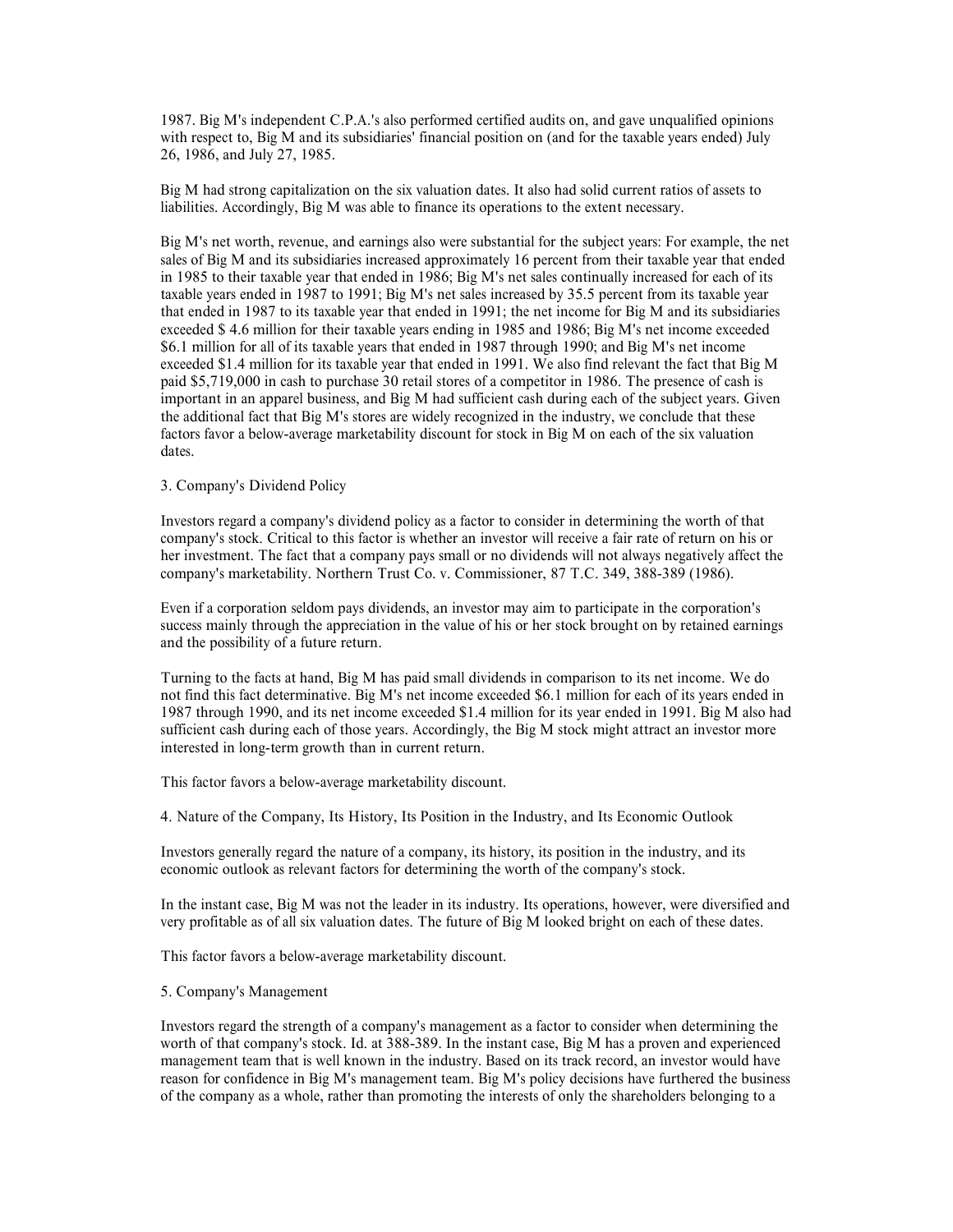1987. Big M's independent C.P.A.'s also performed certified audits on, and gave unqualified opinions with respect to, Big M and its subsidiaries' financial position on (and for the taxable years ended) July 26, 1986, and July 27, 1985.

Big M had strong capitalization on the six valuation dates. It also had solid current ratios of assets to liabilities. Accordingly, Big M was able to finance its operations to the extent necessary.

Big M's net worth, revenue, and earnings also were substantial for the subject years: For example, the net sales of Big M and its subsidiaries increased approximately 16 percent from their taxable year that ended in 1985 to their taxable year that ended in 1986; Big M's net sales continually increased for each of its taxable years ended in 1987 to 1991; Big M's net sales increased by 35.5 percent from its taxable year that ended in 1987 to its taxable year that ended in 1991; the net income for Big M and its subsidiaries exceeded $ 4.6 million for their taxable years ending in 1985 and 1986; Big M's net income exceeded $6.1 million for all of its taxable years that ended in 1987 through 1990; and Big M's net income exceeded $1.4 million for its taxable year that ended in 1991. We also find relevant the fact that Big M paid $5,719,000 in cash to purchase 30 retail stores of a competitor in 1986. The presence of cash is important in an apparel business, and Big M had sufficient cash during each of the subject years. Given the additional fact that Big M's stores are widely recognized in the industry, we conclude that these factors favor a below-average marketability discount for stock in Big M on each of the six valuation dates.

3. Company's Dividend Policy

Investors regard a company's dividend policy as a factor to consider in determining the worth of that company's stock. Critical to this factor is whether an investor will receive a fair rate of return on his or her investment. The fact that a company pays small or no dividends will not always negatively affect the company's marketability. Northern Trust Co. v. Commissioner, 87 T.C. 349, 388-389 (1986).

Even if a corporation seldom pays dividends, an investor may aim to participate in the corporation's success mainly through the appreciation in the value of his or her stock brought on by retained earnings and the possibility of a future return.

Turning to the facts at hand, Big M has paid small dividends in comparison to its net income. We do not find this fact determinative. Big M's net income exceeded $6.1 million for each of its years ended in 1987 through 1990, and its net income exceeded $1.4 million for its year ended in 1991. Big M also had sufficient cash during each of those years. Accordingly, the Big M stock might attract an investor more interested in long-term growth than in current return.

This factor favors a below-average marketability discount.

4. Nature of the Company, Its History, Its Position in the Industry, and Its Economic Outlook

Investors generally regard the nature of a company, its history, its position in the industry, and its economic outlook as relevant factors for determining the worth of the company's stock.

In the instant case, Big M was not the leader in its industry. Its operations, however, were diversified and very profitable as of all six valuation dates. The future of Big M looked bright on each of these dates.

This factor favors a below-average marketability discount.

5. Company's Management

Investors regard the strength of a company's management as a factor to consider when determining the worth of that company's stock. Id. at 388-389. In the instant case, Big M has a proven and experienced management team that is well known in the industry. Based on its track record, an investor would have reason for confidence in Big M's management team. Big M's policy decisions have furthered the business of the company as a whole, rather than promoting the interests of only the shareholders belonging to a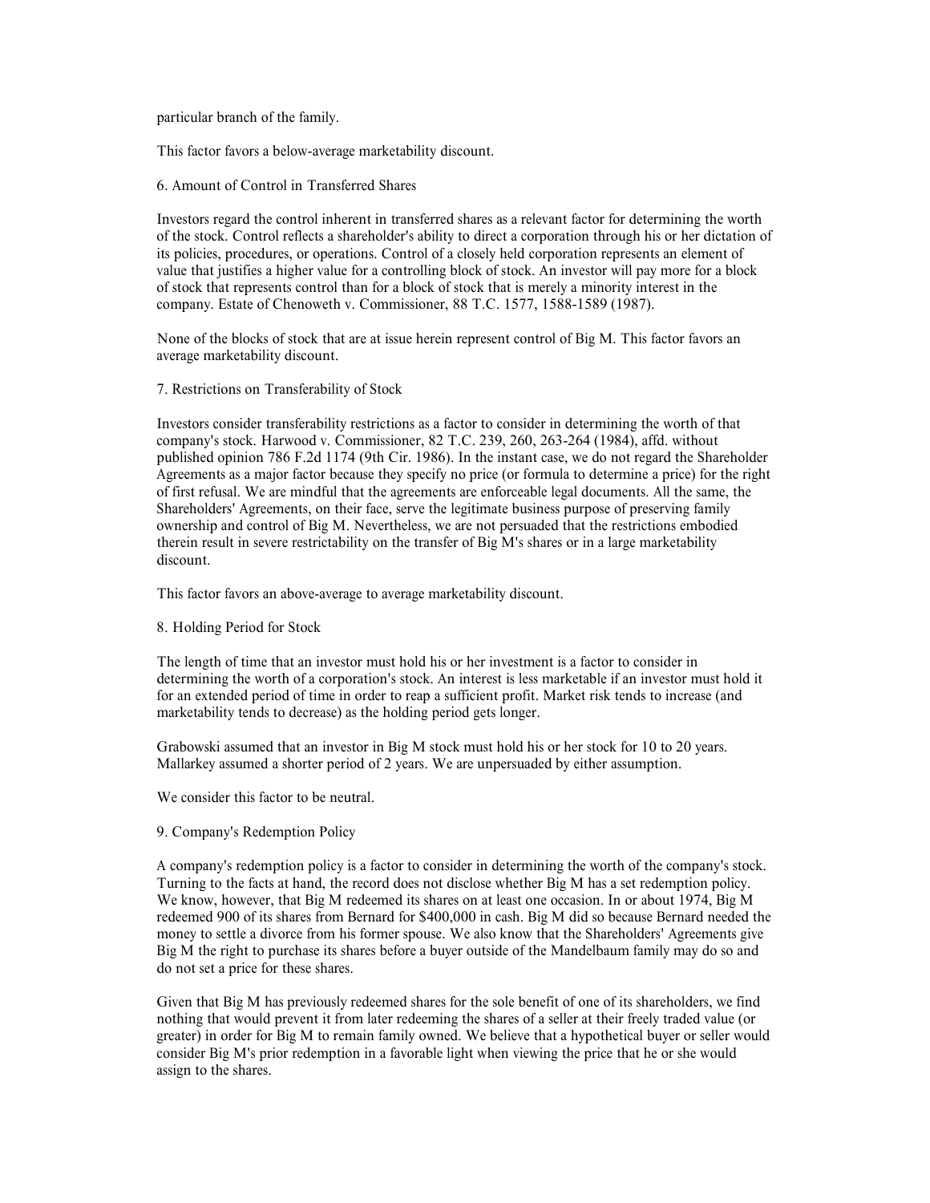particular branch of the family.

This factor favors a below-average marketability discount.

6. Amount of Control in Transferred Shares

Investors regard the control inherent in transferred shares as a relevant factor for determining the worth of the stock. Control reflects a shareholder's ability to direct a corporation through his or her dictation of its policies, procedures, or operations. Control of a closely held corporation represents an element of value that justifies a higher value for a controlling block of stock. An investor will pay more for a block of stock that represents control than for a block of stock that is merely a minority interest in the company. Estate of Chenoweth v. Commissioner, 88 T.C. 1577, 1588-1589 (1987).

None of the blocks of stock that are at issue herein represent control of Big M. This factor favors an average marketability discount.

7. Restrictions on Transferability of Stock

Investors consider transferability restrictions as a factor to consider in determining the worth of that company's stock. Harwood v. Commissioner, 82 T.C. 239, 260, 263-264 (1984), affd. without published opinion 786 F.2d 1174 (9th Cir. 1986). In the instant case, we do not regard the Shareholder Agreements as a major factor because they specify no price (or formula to determine a price) for the right of first refusal. We are mindful that the agreements are enforceable legal documents. All the same, the Shareholders' Agreements, on their face, serve the legitimate business purpose of preserving family ownership and control of Big M. Nevertheless, we are not persuaded that the restrictions embodied therein result in severe restrictability on the transfer of Big M's shares or in a large marketability discount.

This factor favors an above-average to average marketability discount.

8. Holding Period for Stock

The length of time that an investor must hold his or her investment is a factor to consider in determining the worth of a corporation's stock. An interest is less marketable if an investor must hold it for an extended period of time in order to reap a sufficient profit. Market risk tends to increase (and marketability tends to decrease) as the holding period gets longer.

Grabowski assumed that an investor in Big M stock must hold his or her stock for 10 to 20 years. Mallarkey assumed a shorter period of 2 years. We are unpersuaded by either assumption.

We consider this factor to be neutral.

9. Company's Redemption Policy

A company's redemption policy is a factor to consider in determining the worth of the company's stock. Turning to the facts at hand, the record does not disclose whether Big M has a set redemption policy. We know, however, that Big M redeemed its shares on at least one occasion. In or about 1974, Big M redeemed 900 of its shares from Bernard for $400,000 in cash. Big M did so because Bernard needed the money to settle a divorce from his former spouse. We also know that the Shareholders' Agreements give Big M the right to purchase its shares before a buyer outside of the Mandelbaum family may do so and do not set a price for these shares.

Given that Big M has previously redeemed shares for the sole benefit of one of its shareholders, we find nothing that would prevent it from later redeeming the shares of a seller at their freely traded value (or greater) in order for Big M to remain family owned. We believe that a hypothetical buyer or seller would consider Big M's prior redemption in a favorable light when viewing the price that he or she would assign to the shares.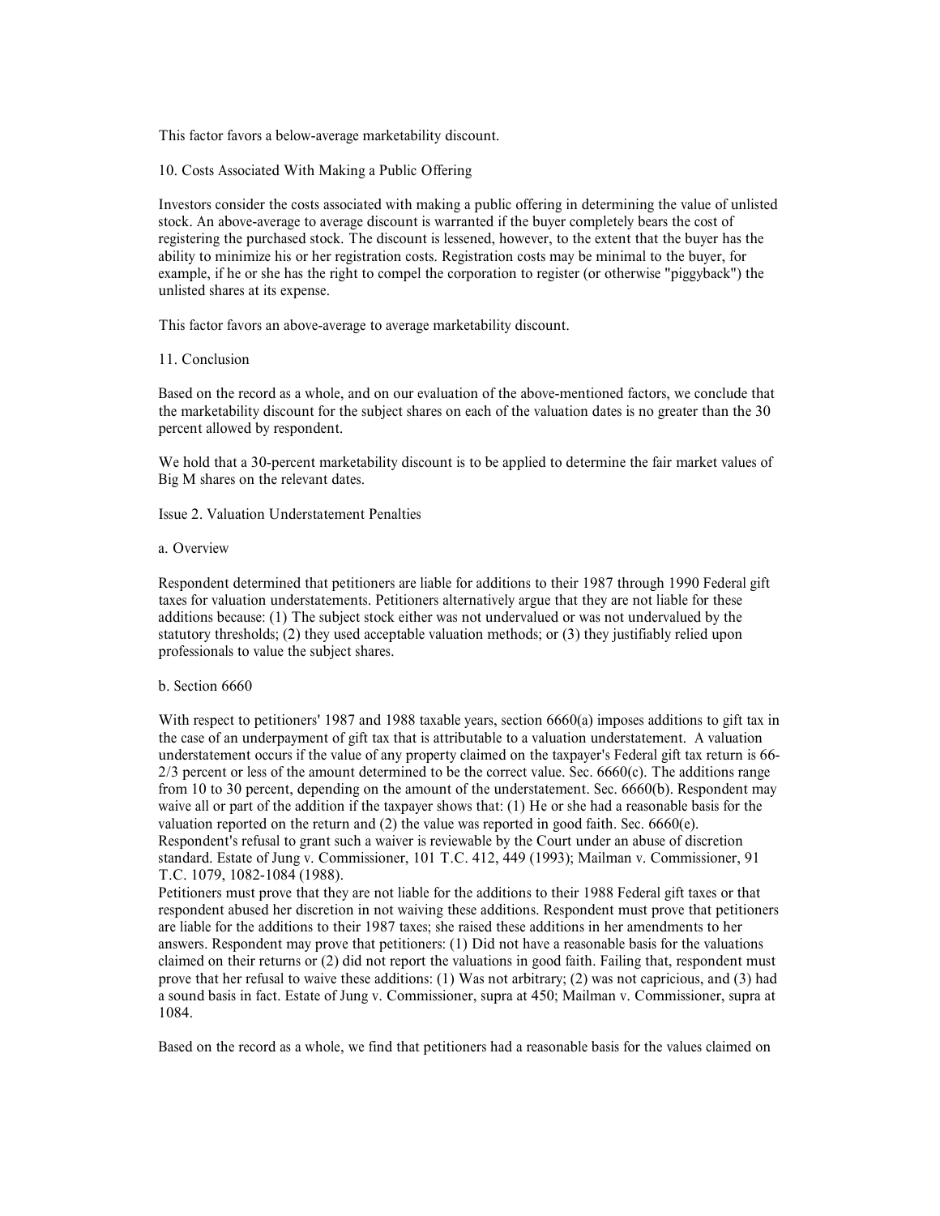This factor favors a below-average marketability discount.

10. Costs Associated With Making a Public Offering

Investors consider the costs associated with making a public offering in determining the value of unlisted stock. An above-average to average discount is warranted if the buyer completely bears the cost of registering the purchased stock. The discount is lessened, however, to the extent that the buyer has the ability to minimize his or her registration costs. Registration costs may be minimal to the buyer, for example, if he or she has the right to compel the corporation to register (or otherwise "piggyback") the unlisted shares at its expense.

This factor favors an above-average to average marketability discount.

11. Conclusion

Based on the record as a whole, and on our evaluation of the above-mentioned factors, we conclude that the marketability discount for the subject shares on each of the valuation dates is no greater than the 30 percent allowed by respondent.

We hold that a 30-percent marketability discount is to be applied to determine the fair market values of Big M shares on the relevant dates.

Issue 2. Valuation Understatement Penalties

a. Overview

Respondent determined that petitioners are liable for additions to their 1987 through 1990 Federal gift taxes for valuation understatements. Petitioners alternatively argue that they are not liable for these additions because: (1) The subject stock either was not undervalued or was not undervalued by the statutory thresholds; (2) they used acceptable valuation methods; or (3) they justifiably relied upon professionals to value the subject shares.

b. Section 6660

With respect to petitioners' 1987 and 1988 taxable years, section 6660(a) imposes additions to gift tax in the case of an underpayment of gift tax that is attributable to a valuation understatement. A valuation understatement occurs if the value of any property claimed on the taxpayer's Federal gift tax return is 66-2/3 percent or less of the amount determined to be the correct value. Sec. 6660(c). The additions range from 10 to 30 percent, depending on the amount of the understatement. Sec. 6660(b). Respondent may waive all or part of the addition if the taxpayer shows that: (1) He or she had a reasonable basis for the valuation reported on the return and (2) the value was reported in good faith. Sec. 6660(e). Respondent's refusal to grant such a waiver is reviewable by the Court under an abuse of discretion standard. Estate of Jung v. Commissioner, 101 T.C. 412, 449 (1993); Mailman v. Commissioner, 91 T.C. 1079, 1082-1084 (1988).

Petitioners must prove that they are not liable for the additions to their 1988 Federal gift taxes or that respondent abused her discretion in not waiving these additions. Respondent must prove that petitioners are liable for the additions to their 1987 taxes; she raised these additions in her amendments to her answers. Respondent may prove that petitioners: (1) Did not have a reasonable basis for the valuations claimed on their returns or (2) did not report the valuations in good faith. Failing that, respondent must prove that her refusal to waive these additions: (1) Was not arbitrary; (2) was not capricious, and (3) had a sound basis in fact. Estate of Jung v. Commissioner, supra at 450; Mailman v. Commissioner, supra at 1084.

Based on the record as a whole, we find that petitioners had a reasonable basis for the values claimed on